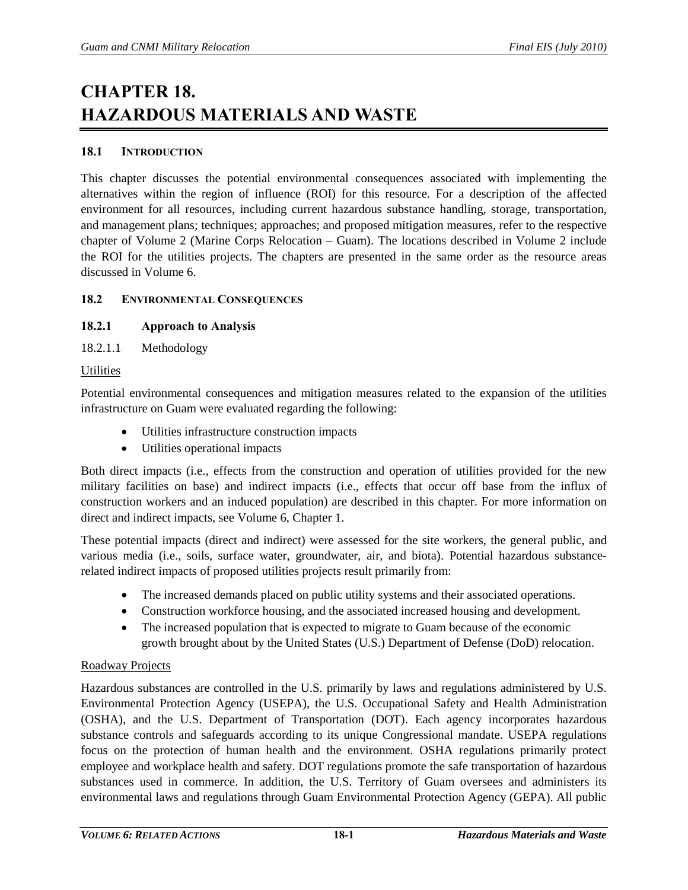# CHAPTER 18. HAZARDOUS MATERIALS AND WASTE

## 18.1 INTRODUCTION

This chapter discusses the potential environmental consequences associated with implementing the alternatives within the region of influence (ROI) for this resource. For a description of the affected environment for all resources, including current hazardous substance handling, storage, transportation, and management plans; techniques; approaches; and proposed mitigation measures, refer to the respective chapter of Volume 2 (Marine Corps Relocation – Guam). The locations described in Volume 2 include the ROI for the utilities projects. The chapters are presented in the same order as the resource areas discussed in Volume 6.

## 18.2 ENVIRONMENTAL CONSEQUENCES

### 18.2.1 Approach to Analysis

#### 18.2.1.1 Methodology

Utilities

Potential environmental consequences and mitigation measures related to the expansion of the utilities infrastructure on Guam were evaluated regarding the following:

- Utilities infrastructure construction impacts
- Utilities operational impacts

Both direct impacts (i.e., effects from the construction and operation of utilities provided for the new military facilities on base) and indirect impacts (i.e., effects that occur off base from the influx of construction workers and an induced population) are described in this chapter. For more information on direct and indirect impacts, see Volume 6, Chapter 1.

These potential impacts (direct and indirect) were assessed for the site workers, the general public, and various media (i.e., soils, surface water, groundwater, air, and biota). Potential hazardous substance-related indirect impacts of proposed utilities projects result primarily from:

- The increased demands placed on public utility systems and their associated operations.
- Construction workforce housing, and the associated increased housing and development.
- The increased population that is expected to migrate to Guam because of the economic growth brought about by the United States (U.S.) Department of Defense (DoD) relocation.

Roadway Projects

Hazardous substances are controlled in the U.S. primarily by laws and regulations administered by U.S. Environmental Protection Agency (USEPA), the U.S. Occupational Safety and Health Administration (OSHA), and the U.S. Department of Transportation (DOT). Each agency incorporates hazardous substance controls and safeguards according to its unique Congressional mandate. USEPA regulations focus on the protection of human health and the environment. OSHA regulations primarily protect employee and workplace health and safety. DOT regulations promote the safe transportation of hazardous substances used in commerce. In addition, the U.S. Territory of Guam oversees and administers its environmental laws and regulations through Guam Environmental Protection Agency (GEPA). All public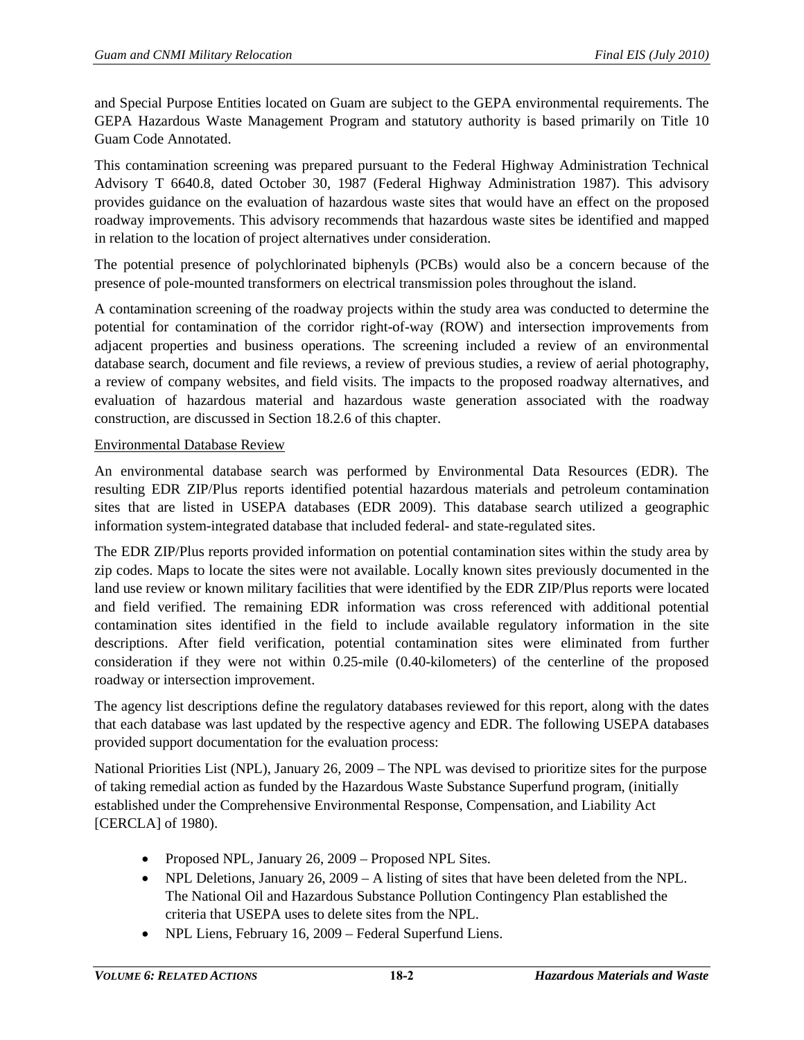and Special Purpose Entities located on Guam are subject to the GEPA environmental requirements. The GEPA Hazardous Waste Management Program and statutory authority is based primarily on Title 10 Guam Code Annotated.

This contamination screening was prepared pursuant to the Federal Highway Administration Technical Advisory T 6640.8, dated October 30, 1987 (Federal Highway Administration 1987). This advisory provides guidance on the evaluation of hazardous waste sites that would have an effect on the proposed roadway improvements. This advisory recommends that hazardous waste sites be identified and mapped in relation to the location of project alternatives under consideration.

The potential presence of polychlorinated biphenyls (PCBs) would also be a concern because of the presence of pole-mounted transformers on electrical transmission poles throughout the island.

A contamination screening of the roadway projects within the study area was conducted to determine the potential for contamination of the corridor right-of-way (ROW) and intersection improvements from adjacent properties and business operations. The screening included a review of an environmental database search, document and file reviews, a review of previous studies, a review of aerial photography, a review of company websites, and field visits. The impacts to the proposed roadway alternatives, and evaluation of hazardous material and hazardous waste generation associated with the roadway construction, are discussed in Section 18.2.6 of this chapter.

Environmental Database Review

An environmental database search was performed by Environmental Data Resources (EDR). The resulting EDR ZIP/Plus reports identified potential hazardous materials and petroleum contamination sites that are listed in USEPA databases (EDR 2009). This database search utilized a geographic information system-integrated database that included federal- and state-regulated sites.

The EDR ZIP/Plus reports provided information on potential contamination sites within the study area by zip codes. Maps to locate the sites were not available. Locally known sites previously documented in the land use review or known military facilities that were identified by the EDR ZIP/Plus reports were located and field verified. The remaining EDR information was cross referenced with additional potential contamination sites identified in the field to include available regulatory information in the site descriptions. After field verification, potential contamination sites were eliminated from further consideration if they were not within 0.25-mile (0.40-kilometers) of the centerline of the proposed roadway or intersection improvement.

The agency list descriptions define the regulatory databases reviewed for this report, along with the dates that each database was last updated by the respective agency and EDR. The following USEPA databases provided support documentation for the evaluation process:

National Priorities List (NPL), January 26, 2009 – The NPL was devised to prioritize sites for the purpose of taking remedial action as funded by the Hazardous Waste Substance Superfund program, (initially established under the Comprehensive Environmental Response, Compensation, and Liability Act [CERCLA] of 1980).

- Proposed NPL, January 26, 2009 – Proposed NPL Sites.
- NPL Deletions, January 26, 2009 – A listing of sites that have been deleted from the NPL. The National Oil and Hazardous Substance Pollution Contingency Plan established the criteria that USEPA uses to delete sites from the NPL.
- NPL Liens, February 16, 2009 – Federal Superfund Liens.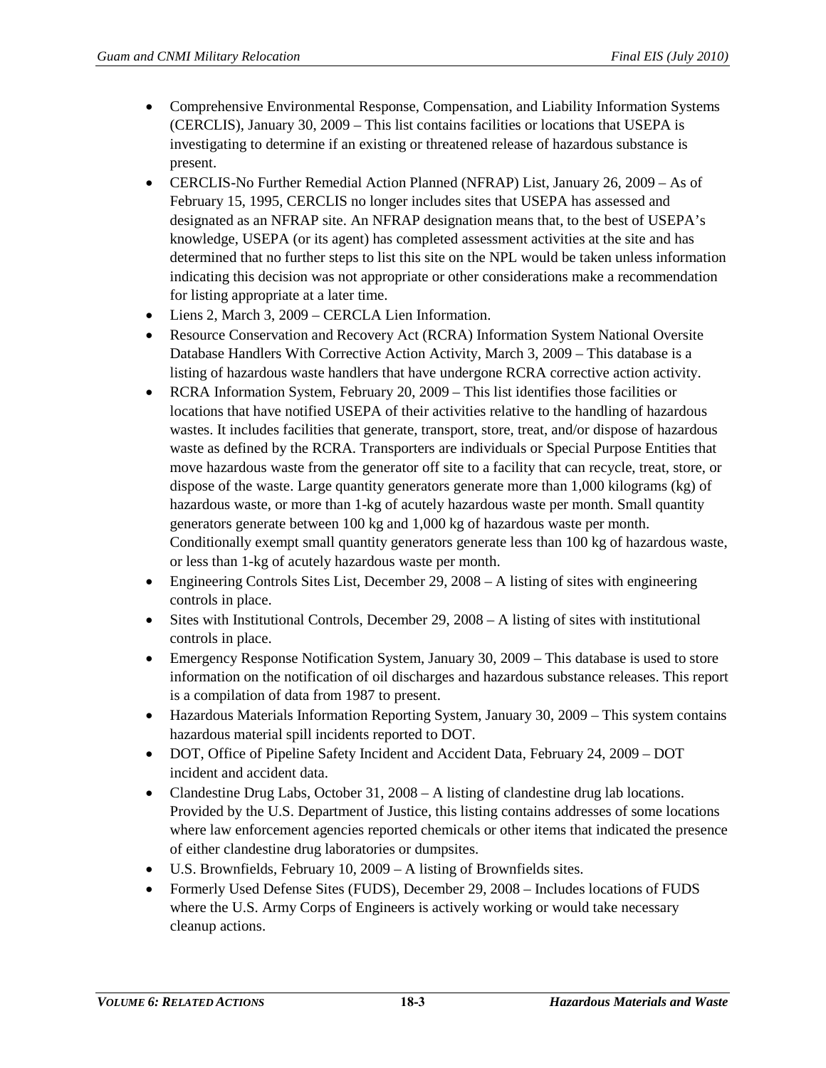- Comprehensive Environmental Response, Compensation, and Liability Information Systems (CERCLIS), January 30, 2009 – This list contains facilities or locations that USEPA is investigating to determine if an existing or threatened release of hazardous substance is present.
- CERCLIS-No Further Remedial Action Planned (NFRAP) List, January 26, 2009 – As of February 15, 1995, CERCLIS no longer includes sites that USEPA has assessed and designated as an NFRAP site. An NFRAP designation means that, to the best of USEPA's knowledge, USEPA (or its agent) has completed assessment activities at the site and has determined that no further steps to list this site on the NPL would be taken unless information indicating this decision was not appropriate or other considerations make a recommendation for listing appropriate at a later time.
- Liens 2, March 3, 2009 – CERCLA Lien Information.
- Resource Conservation and Recovery Act (RCRA) Information System National Oversite Database Handlers With Corrective Action Activity, March 3, 2009 – This database is a listing of hazardous waste handlers that have undergone RCRA corrective action activity.
- RCRA Information System, February 20, 2009 – This list identifies those facilities or locations that have notified USEPA of their activities relative to the handling of hazardous wastes. It includes facilities that generate, transport, store, treat, and/or dispose of hazardous waste as defined by the RCRA. Transporters are individuals or Special Purpose Entities that move hazardous waste from the generator off site to a facility that can recycle, treat, store, or dispose of the waste. Large quantity generators generate more than 1,000 kilograms (kg) of hazardous waste, or more than 1-kg of acutely hazardous waste per month. Small quantity generators generate between 100 kg and 1,000 kg of hazardous waste per month. Conditionally exempt small quantity generators generate less than 100 kg of hazardous waste, or less than 1-kg of acutely hazardous waste per month.
- Engineering Controls Sites List, December 29, 2008 – A listing of sites with engineering controls in place.
- Sites with Institutional Controls, December 29, 2008 – A listing of sites with institutional controls in place.
- Emergency Response Notification System, January 30, 2009 – This database is used to store information on the notification of oil discharges and hazardous substance releases. This report is a compilation of data from 1987 to present.
- Hazardous Materials Information Reporting System, January 30, 2009 – This system contains hazardous material spill incidents reported to DOT.
- DOT, Office of Pipeline Safety Incident and Accident Data, February 24, 2009 – DOT incident and accident data.
- Clandestine Drug Labs, October 31, 2008 – A listing of clandestine drug lab locations. Provided by the U.S. Department of Justice, this listing contains addresses of some locations where law enforcement agencies reported chemicals or other items that indicated the presence of either clandestine drug laboratories or dumpsites.
- U.S. Brownfields, February 10, 2009 – A listing of Brownfields sites.
- Formerly Used Defense Sites (FUDS), December 29, 2008 – Includes locations of FUDS where the U.S. Army Corps of Engineers is actively working or would take necessary cleanup actions.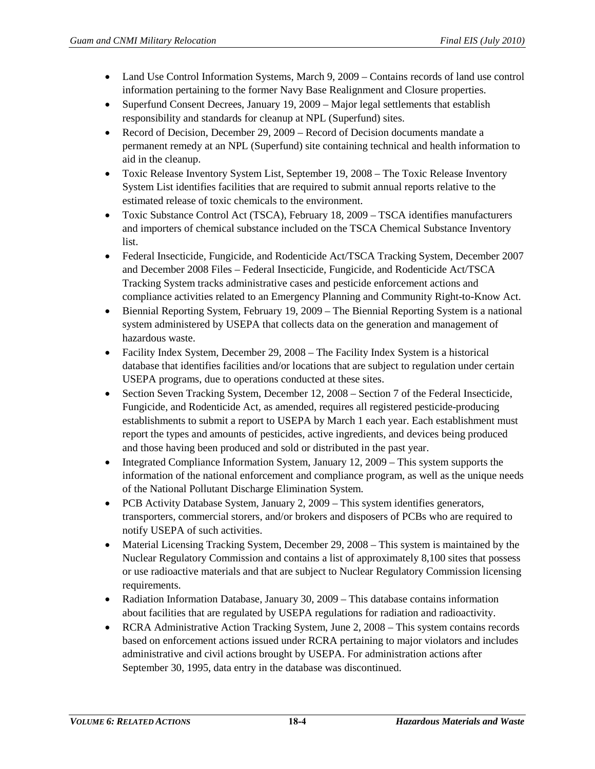- Land Use Control Information Systems, March 9, 2009 – Contains records of land use control information pertaining to the former Navy Base Realignment and Closure properties.
- Superfund Consent Decrees, January 19, 2009 – Major legal settlements that establish responsibility and standards for cleanup at NPL (Superfund) sites.
- Record of Decision, December 29, 2009 – Record of Decision documents mandate a permanent remedy at an NPL (Superfund) site containing technical and health information to aid in the cleanup.
- Toxic Release Inventory System List, September 19, 2008 – The Toxic Release Inventory System List identifies facilities that are required to submit annual reports relative to the estimated release of toxic chemicals to the environment.
- Toxic Substance Control Act (TSCA), February 18, 2009 – TSCA identifies manufacturers and importers of chemical substance included on the TSCA Chemical Substance Inventory list.
- Federal Insecticide, Fungicide, and Rodenticide Act/TSCA Tracking System, December 2007 and December 2008 Files – Federal Insecticide, Fungicide, and Rodenticide Act/TSCA Tracking System tracks administrative cases and pesticide enforcement actions and compliance activities related to an Emergency Planning and Community Right-to-Know Act.
- Biennial Reporting System, February 19, 2009 – The Biennial Reporting System is a national system administered by USEPA that collects data on the generation and management of hazardous waste.
- Facility Index System, December 29, 2008 – The Facility Index System is a historical database that identifies facilities and/or locations that are subject to regulation under certain USEPA programs, due to operations conducted at these sites.
- Section Seven Tracking System, December 12, 2008 – Section 7 of the Federal Insecticide, Fungicide, and Rodenticide Act, as amended, requires all registered pesticide-producing establishments to submit a report to USEPA by March 1 each year. Each establishment must report the types and amounts of pesticides, active ingredients, and devices being produced and those having been produced and sold or distributed in the past year.
- Integrated Compliance Information System, January 12, 2009 – This system supports the information of the national enforcement and compliance program, as well as the unique needs of the National Pollutant Discharge Elimination System.
- PCB Activity Database System, January 2, 2009 – This system identifies generators, transporters, commercial storers, and/or brokers and disposers of PCBs who are required to notify USEPA of such activities.
- Material Licensing Tracking System, December 29, 2008 – This system is maintained by the Nuclear Regulatory Commission and contains a list of approximately 8,100 sites that possess or use radioactive materials and that are subject to Nuclear Regulatory Commission licensing requirements.
- Radiation Information Database, January 30, 2009 – This database contains information about facilities that are regulated by USEPA regulations for radiation and radioactivity.
- RCRA Administrative Action Tracking System, June 2, 2008 – This system contains records based on enforcement actions issued under RCRA pertaining to major violators and includes administrative and civil actions brought by USEPA. For administration actions after September 30, 1995, data entry in the database was discontinued.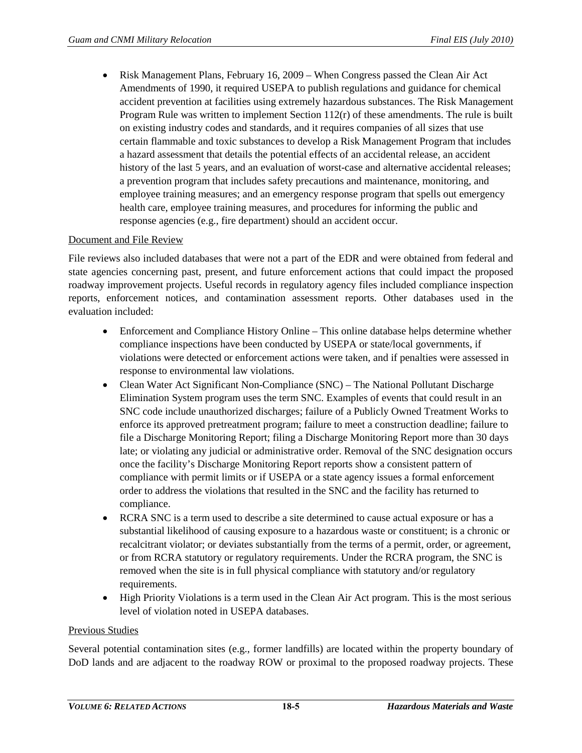- Risk Management Plans, February 16, 2009 – When Congress passed the Clean Air Act Amendments of 1990, it required USEPA to publish regulations and guidance for chemical accident prevention at facilities using extremely hazardous substances. The Risk Management Program Rule was written to implement Section 112(r) of these amendments. The rule is built on existing industry codes and standards, and it requires companies of all sizes that use certain flammable and toxic substances to develop a Risk Management Program that includes a hazard assessment that details the potential effects of an accidental release, an accident history of the last 5 years, and an evaluation of worst-case and alternative accidental releases; a prevention program that includes safety precautions and maintenance, monitoring, and employee training measures; and an emergency response program that spells out emergency health care, employee training measures, and procedures for informing the public and response agencies (e.g., fire department) should an accident occur.

Document and File Review

File reviews also included databases that were not a part of the EDR and were obtained from federal and state agencies concerning past, present, and future enforcement actions that could impact the proposed roadway improvement projects. Useful records in regulatory agency files included compliance inspection reports, enforcement notices, and contamination assessment reports. Other databases used in the evaluation included:

- Enforcement and Compliance History Online – This online database helps determine whether compliance inspections have been conducted by USEPA or state/local governments, if violations were detected or enforcement actions were taken, and if penalties were assessed in response to environmental law violations.
- Clean Water Act Significant Non-Compliance (SNC) – The National Pollutant Discharge Elimination System program uses the term SNC. Examples of events that could result in an SNC code include unauthorized discharges; failure of a Publicly Owned Treatment Works to enforce its approved pretreatment program; failure to meet a construction deadline; failure to file a Discharge Monitoring Report; filing a Discharge Monitoring Report more than 30 days late; or violating any judicial or administrative order. Removal of the SNC designation occurs once the facility's Discharge Monitoring Report reports show a consistent pattern of compliance with permit limits or if USEPA or a state agency issues a formal enforcement order to address the violations that resulted in the SNC and the facility has returned to compliance.
- RCRA SNC is a term used to describe a site determined to cause actual exposure or has a substantial likelihood of causing exposure to a hazardous waste or constituent; is a chronic or recalcitrant violator; or deviates substantially from the terms of a permit, order, or agreement, or from RCRA statutory or regulatory requirements. Under the RCRA program, the SNC is removed when the site is in full physical compliance with statutory and/or regulatory requirements.
- High Priority Violations is a term used in the Clean Air Act program. This is the most serious level of violation noted in USEPA databases.

Previous Studies

Several potential contamination sites (e.g., former landfills) are located within the property boundary of DoD lands and are adjacent to the roadway ROW or proximal to the proposed roadway projects. These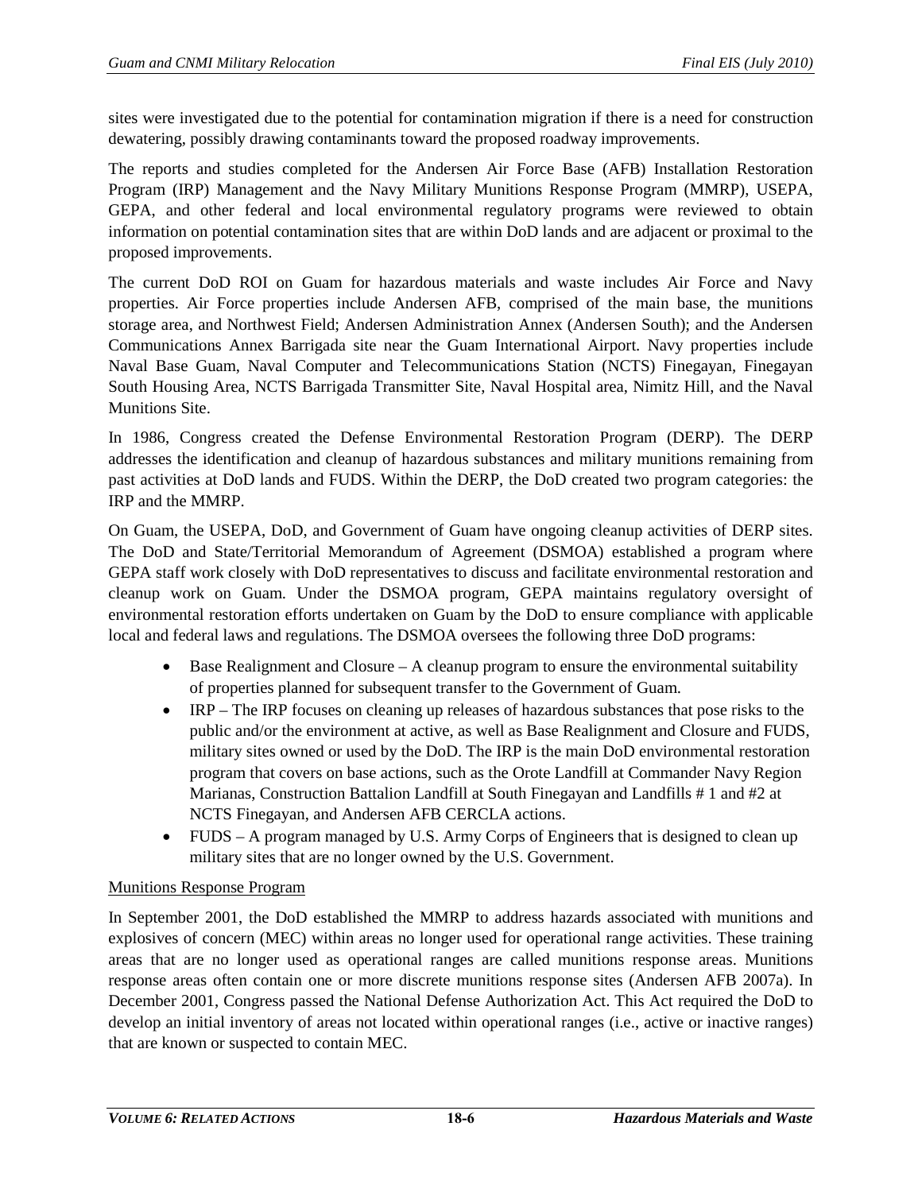sites were investigated due to the potential for contamination migration if there is a need for construction dewatering, possibly drawing contaminants toward the proposed roadway improvements.

The reports and studies completed for the Andersen Air Force Base (AFB) Installation Restoration Program (IRP) Management and the Navy Military Munitions Response Program (MMRP), USEPA, GEPA, and other federal and local environmental regulatory programs were reviewed to obtain information on potential contamination sites that are within DoD lands and are adjacent or proximal to the proposed improvements.

The current DoD ROI on Guam for hazardous materials and waste includes Air Force and Navy properties. Air Force properties include Andersen AFB, comprised of the main base, the munitions storage area, and Northwest Field; Andersen Administration Annex (Andersen South); and the Andersen Communications Annex Barrigada site near the Guam International Airport. Navy properties include Naval Base Guam, Naval Computer and Telecommunications Station (NCTS) Finegayan, Finegayan South Housing Area, NCTS Barrigada Transmitter Site, Naval Hospital area, Nimitz Hill, and the Naval Munitions Site.

In 1986, Congress created the Defense Environmental Restoration Program (DERP). The DERP addresses the identification and cleanup of hazardous substances and military munitions remaining from past activities at DoD lands and FUDS. Within the DERP, the DoD created two program categories: the IRP and the MMRP.

On Guam, the USEPA, DoD, and Government of Guam have ongoing cleanup activities of DERP sites. The DoD and State/Territorial Memorandum of Agreement (DSMOA) established a program where GEPA staff work closely with DoD representatives to discuss and facilitate environmental restoration and cleanup work on Guam. Under the DSMOA program, GEPA maintains regulatory oversight of environmental restoration efforts undertaken on Guam by the DoD to ensure compliance with applicable local and federal laws and regulations. The DSMOA oversees the following three DoD programs:

- Base Realignment and Closure – A cleanup program to ensure the environmental suitability of properties planned for subsequent transfer to the Government of Guam.
- IRP – The IRP focuses on cleaning up releases of hazardous substances that pose risks to the public and/or the environment at active, as well as Base Realignment and Closure and FUDS, military sites owned or used by the DoD. The IRP is the main DoD environmental restoration program that covers on base actions, such as the Orote Landfill at Commander Navy Region Marianas, Construction Battalion Landfill at South Finegayan and Landfills # 1 and #2 at NCTS Finegayan, and Andersen AFB CERCLA actions.
- FUDS – A program managed by U.S. Army Corps of Engineers that is designed to clean up military sites that are no longer owned by the U.S. Government.

Munitions Response Program

In September 2001, the DoD established the MMRP to address hazards associated with munitions and explosives of concern (MEC) within areas no longer used for operational range activities. These training areas that are no longer used as operational ranges are called munitions response areas. Munitions response areas often contain one or more discrete munitions response sites (Andersen AFB 2007a). In December 2001, Congress passed the National Defense Authorization Act. This Act required the DoD to develop an initial inventory of areas not located within operational ranges (i.e., active or inactive ranges) that are known or suspected to contain MEC.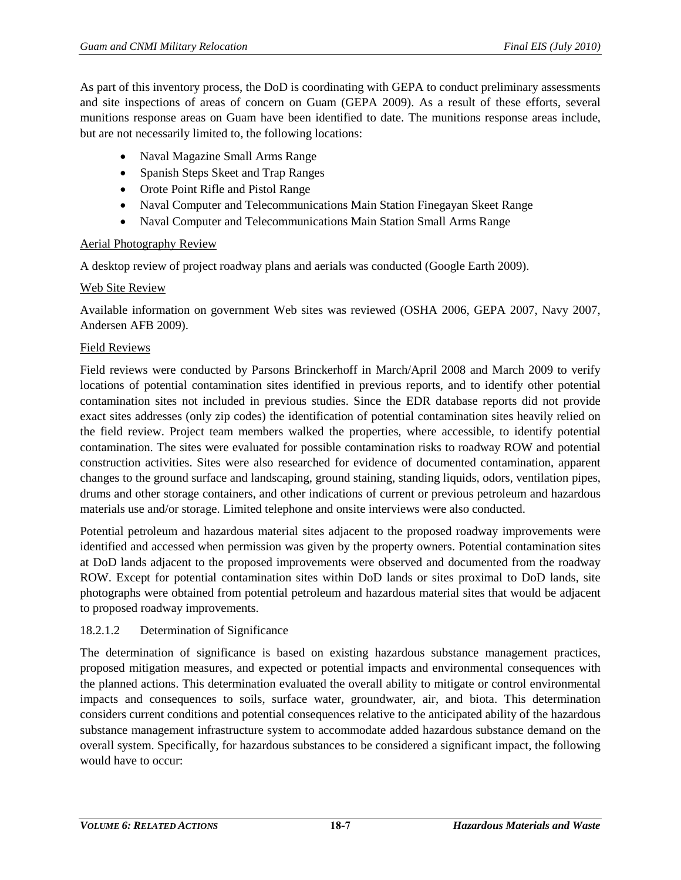As part of this inventory process, the DoD is coordinating with GEPA to conduct preliminary assessments and site inspections of areas of concern on Guam (GEPA 2009). As a result of these efforts, several munitions response areas on Guam have been identified to date. The munitions response areas include, but are not necessarily limited to, the following locations:

- Naval Magazine Small Arms Range
- Spanish Steps Skeet and Trap Ranges
- Orote Point Rifle and Pistol Range
- Naval Computer and Telecommunications Main Station Finegayan Skeet Range
- Naval Computer and Telecommunications Main Station Small Arms Range

<u>Aerial Photography Review</u>

A desktop review of project roadway plans and aerials was conducted (Google Earth 2009).

<u>Web Site Review</u>

Available information on government Web sites was reviewed (OSHA 2006, GEPA 2007, Navy 2007, Andersen AFB 2009).

<u>Field Reviews</u>

Field reviews were conducted by Parsons Brinckerhoff in March/April 2008 and March 2009 to verify locations of potential contamination sites identified in previous reports, and to identify other potential contamination sites not included in previous studies. Since the EDR database reports did not provide exact sites addresses (only zip codes) the identification of potential contamination sites heavily relied on the field review. Project team members walked the properties, where accessible, to identify potential contamination. The sites were evaluated for possible contamination risks to roadway ROW and potential construction activities. Sites were also researched for evidence of documented contamination, apparent changes to the ground surface and landscaping, ground staining, standing liquids, odors, ventilation pipes, drums and other storage containers, and other indications of current or previous petroleum and hazardous materials use and/or storage. Limited telephone and onsite interviews were also conducted.

Potential petroleum and hazardous material sites adjacent to the proposed roadway improvements were identified and accessed when permission was given by the property owners. Potential contamination sites at DoD lands adjacent to the proposed improvements were observed and documented from the roadway ROW. Except for potential contamination sites within DoD lands or sites proximal to DoD lands, site photographs were obtained from potential petroleum and hazardous material sites that would be adjacent to proposed roadway improvements.

#### 18.2.1.2 Determination of Significance

The determination of significance is based on existing hazardous substance management practices, proposed mitigation measures, and expected or potential impacts and environmental consequences with the planned actions. This determination evaluated the overall ability to mitigate or control environmental impacts and consequences to soils, surface water, groundwater, air, and biota. This determination considers current conditions and potential consequences relative to the anticipated ability of the hazardous substance management infrastructure system to accommodate added hazardous substance demand on the overall system. Specifically, for hazardous substances to be considered a significant impact, the following would have to occur: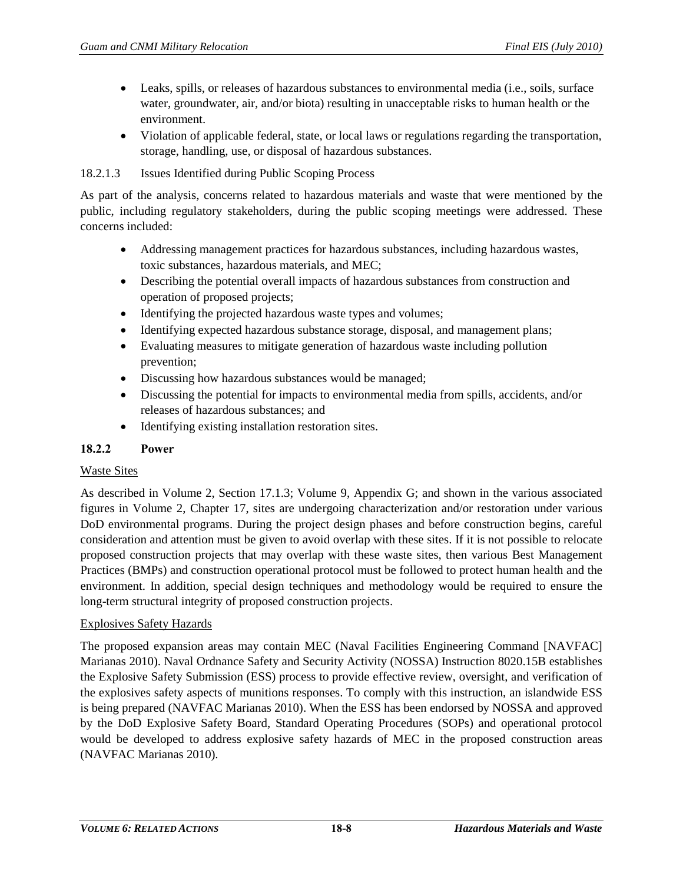- Leaks, spills, or releases of hazardous substances to environmental media (i.e., soils, surface water, groundwater, air, and/or biota) resulting in unacceptable risks to human health or the environment.
- Violation of applicable federal, state, or local laws or regulations regarding the transportation, storage, handling, use, or disposal of hazardous substances.

18.2.1.3 Issues Identified during Public Scoping Process

As part of the analysis, concerns related to hazardous materials and waste that were mentioned by the public, including regulatory stakeholders, during the public scoping meetings were addressed. These concerns included:

- Addressing management practices for hazardous substances, including hazardous wastes, toxic substances, hazardous materials, and MEC;
- Describing the potential overall impacts of hazardous substances from construction and operation of proposed projects;
- Identifying the projected hazardous waste types and volumes;
- Identifying expected hazardous substance storage, disposal, and management plans;
- Evaluating measures to mitigate generation of hazardous waste including pollution prevention;
- Discussing how hazardous substances would be managed;
- Discussing the potential for impacts to environmental media from spills, accidents, and/or releases of hazardous substances; and
- Identifying existing installation restoration sites.

### 18.2.2 Power

Waste Sites

As described in Volume 2, Section 17.1.3; Volume 9, Appendix G; and shown in the various associated figures in Volume 2, Chapter 17, sites are undergoing characterization and/or restoration under various DoD environmental programs. During the project design phases and before construction begins, careful consideration and attention must be given to avoid overlap with these sites. If it is not possible to relocate proposed construction projects that may overlap with these waste sites, then various Best Management Practices (BMPs) and construction operational protocol must be followed to protect human health and the environment. In addition, special design techniques and methodology would be required to ensure the long-term structural integrity of proposed construction projects.

Explosives Safety Hazards

The proposed expansion areas may contain MEC (Naval Facilities Engineering Command [NAVFAC] Marianas 2010). Naval Ordnance Safety and Security Activity (NOSSA) Instruction 8020.15B establishes the Explosive Safety Submission (ESS) process to provide effective review, oversight, and verification of the explosives safety aspects of munitions responses. To comply with this instruction, an islandwide ESS is being prepared (NAVFAC Marianas 2010). When the ESS has been endorsed by NOSSA and approved by the DoD Explosive Safety Board, Standard Operating Procedures (SOPs) and operational protocol would be developed to address explosive safety hazards of MEC in the proposed construction areas (NAVFAC Marianas 2010).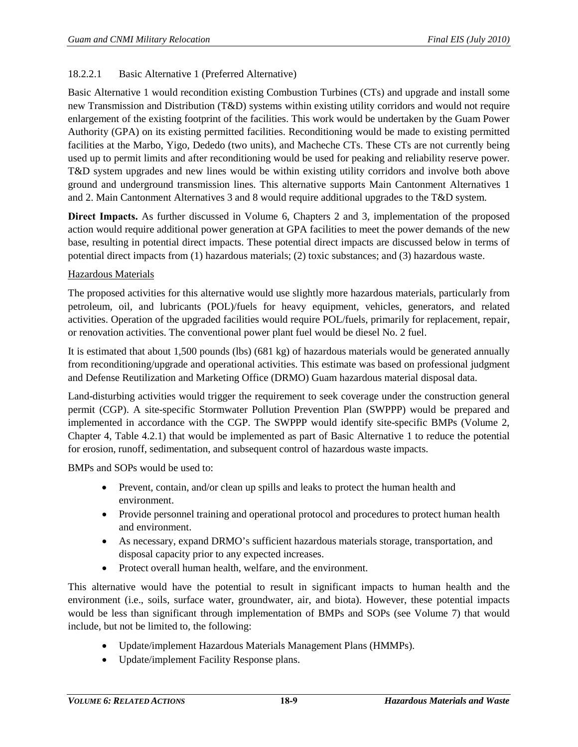#### 18.2.2.1 Basic Alternative 1 (Preferred Alternative)

Basic Alternative 1 would recondition existing Combustion Turbines (CTs) and upgrade and install some new Transmission and Distribution (T&D) systems within existing utility corridors and would not require enlargement of the existing footprint of the facilities. This work would be undertaken by the Guam Power Authority (GPA) on its existing permitted facilities. Reconditioning would be made to existing permitted facilities at the Marbo, Yigo, Dededo (two units), and Macheche CTs. These CTs are not currently being used up to permit limits and after reconditioning would be used for peaking and reliability reserve power. T&D system upgrades and new lines would be within existing utility corridors and involve both above ground and underground transmission lines. This alternative supports Main Cantonment Alternatives 1 and 2. Main Cantonment Alternatives 3 and 8 would require additional upgrades to the T&D system.

**Direct Impacts.** As further discussed in Volume 6, Chapters 2 and 3, implementation of the proposed action would require additional power generation at GPA facilities to meet the power demands of the new base, resulting in potential direct impacts. These potential direct impacts are discussed below in terms of potential direct impacts from (1) hazardous materials; (2) toxic substances; and (3) hazardous waste.

<u>Hazardous Materials</u>

The proposed activities for this alternative would use slightly more hazardous materials, particularly from petroleum, oil, and lubricants (POL)/fuels for heavy equipment, vehicles, generators, and related activities. Operation of the upgraded facilities would require POL/fuels, primarily for replacement, repair, or renovation activities. The conventional power plant fuel would be diesel No. 2 fuel.

It is estimated that about 1,500 pounds (lbs) (681 kg) of hazardous materials would be generated annually from reconditioning/upgrade and operational activities. This estimate was based on professional judgment and Defense Reutilization and Marketing Office (DRMO) Guam hazardous material disposal data.

Land-disturbing activities would trigger the requirement to seek coverage under the construction general permit (CGP). A site-specific Stormwater Pollution Prevention Plan (SWPPP) would be prepared and implemented in accordance with the CGP. The SWPPP would identify site-specific BMPs (Volume 2, Chapter 4, Table 4.2.1) that would be implemented as part of Basic Alternative 1 to reduce the potential for erosion, runoff, sedimentation, and subsequent control of hazardous waste impacts.

BMPs and SOPs would be used to:

- Prevent, contain, and/or clean up spills and leaks to protect the human health and environment.
- Provide personnel training and operational protocol and procedures to protect human health and environment.
- As necessary, expand DRMO's sufficient hazardous materials storage, transportation, and disposal capacity prior to any expected increases.
- Protect overall human health, welfare, and the environment.

This alternative would have the potential to result in significant impacts to human health and the environment (i.e., soils, surface water, groundwater, air, and biota). However, these potential impacts would be less than significant through implementation of BMPs and SOPs (see Volume 7) that would include, but not be limited to, the following:

- Update/implement Hazardous Materials Management Plans (HMMPs).
- Update/implement Facility Response plans.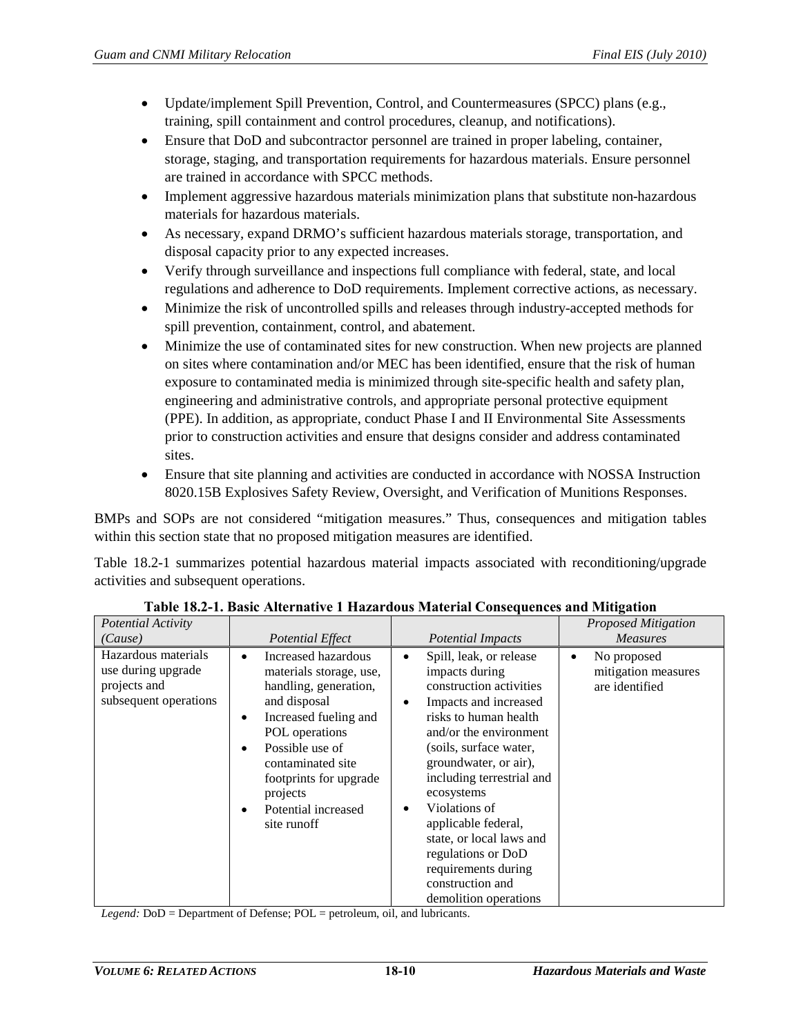- Update/implement Spill Prevention, Control, and Countermeasures (SPCC) plans (e.g., training, spill containment and control procedures, cleanup, and notifications).
- Ensure that DoD and subcontractor personnel are trained in proper labeling, container, storage, staging, and transportation requirements for hazardous materials. Ensure personnel are trained in accordance with SPCC methods.
- Implement aggressive hazardous materials minimization plans that substitute non-hazardous materials for hazardous materials.
- As necessary, expand DRMO's sufficient hazardous materials storage, transportation, and disposal capacity prior to any expected increases.
- Verify through surveillance and inspections full compliance with federal, state, and local regulations and adherence to DoD requirements. Implement corrective actions, as necessary.
- Minimize the risk of uncontrolled spills and releases through industry-accepted methods for spill prevention, containment, control, and abatement.
- Minimize the use of contaminated sites for new construction. When new projects are planned on sites where contamination and/or MEC has been identified, ensure that the risk of human exposure to contaminated media is minimized through site-specific health and safety plan, engineering and administrative controls, and appropriate personal protective equipment (PPE). In addition, as appropriate, conduct Phase I and II Environmental Site Assessments prior to construction activities and ensure that designs consider and address contaminated sites.
- Ensure that site planning and activities are conducted in accordance with NOSSA Instruction 8020.15B Explosives Safety Review, Oversight, and Verification of Munitions Responses.

BMPs and SOPs are not considered "mitigation measures." Thus, consequences and mitigation tables within this section state that no proposed mitigation measures are identified.

Table 18.2-1 summarizes potential hazardous material impacts associated with reconditioning/upgrade activities and subsequent operations.

**Table 18.2-1. Basic Alternative 1 Hazardous Material Consequences and Mitigation**

| *Potential Activity (Cause)* | *Potential Effect* | *Potential Impacts* | *Proposed Mitigation Measures* |
|---|---|---|---|
| Hazardous materials use during upgrade projects and subsequent operations | • Increased hazardous materials storage, use, handling, generation, and disposal<br>• Increased fueling and POL operations<br>• Possible use of contaminated site footprints for upgrade projects<br>• Potential increased site runoff | • Spill, leak, or release impacts during construction activities<br>• Impacts and increased risks to human health and/or the environment (soils, surface water, groundwater, or air), including terrestrial and ecosystems<br>• Violations of applicable federal, state, or local laws and regulations or DoD requirements during construction and demolition operations | • No proposed mitigation measures are identified |

*Legend:* DoD = Department of Defense; POL = petroleum, oil, and lubricants.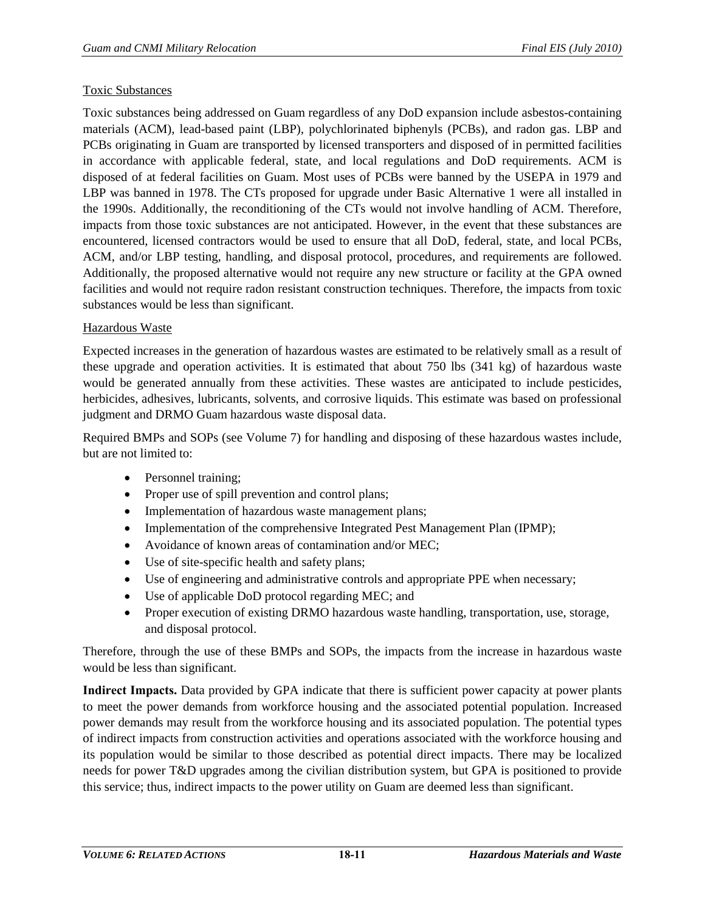Toxic Substances

Toxic substances being addressed on Guam regardless of any DoD expansion include asbestos-containing materials (ACM), lead-based paint (LBP), polychlorinated biphenyls (PCBs), and radon gas. LBP and PCBs originating in Guam are transported by licensed transporters and disposed of in permitted facilities in accordance with applicable federal, state, and local regulations and DoD requirements. ACM is disposed of at federal facilities on Guam. Most uses of PCBs were banned by the USEPA in 1979 and LBP was banned in 1978. The CTs proposed for upgrade under Basic Alternative 1 were all installed in the 1990s. Additionally, the reconditioning of the CTs would not involve handling of ACM. Therefore, impacts from those toxic substances are not anticipated. However, in the event that these substances are encountered, licensed contractors would be used to ensure that all DoD, federal, state, and local PCBs, ACM, and/or LBP testing, handling, and disposal protocol, procedures, and requirements are followed. Additionally, the proposed alternative would not require any new structure or facility at the GPA owned facilities and would not require radon resistant construction techniques. Therefore, the impacts from toxic substances would be less than significant.

Hazardous Waste

Expected increases in the generation of hazardous wastes are estimated to be relatively small as a result of these upgrade and operation activities. It is estimated that about 750 lbs (341 kg) of hazardous waste would be generated annually from these activities. These wastes are anticipated to include pesticides, herbicides, adhesives, lubricants, solvents, and corrosive liquids. This estimate was based on professional judgment and DRMO Guam hazardous waste disposal data.

Required BMPs and SOPs (see Volume 7) for handling and disposing of these hazardous wastes include, but are not limited to:

- Personnel training;
- Proper use of spill prevention and control plans;
- Implementation of hazardous waste management plans;
- Implementation of the comprehensive Integrated Pest Management Plan (IPMP);
- Avoidance of known areas of contamination and/or MEC;
- Use of site-specific health and safety plans;
- Use of engineering and administrative controls and appropriate PPE when necessary;
- Use of applicable DoD protocol regarding MEC; and
- Proper execution of existing DRMO hazardous waste handling, transportation, use, storage, and disposal protocol.

Therefore, through the use of these BMPs and SOPs, the impacts from the increase in hazardous waste would be less than significant.

**Indirect Impacts.** Data provided by GPA indicate that there is sufficient power capacity at power plants to meet the power demands from workforce housing and the associated potential population. Increased power demands may result from the workforce housing and its associated population. The potential types of indirect impacts from construction activities and operations associated with the workforce housing and its population would be similar to those described as potential direct impacts. There may be localized needs for power T&D upgrades among the civilian distribution system, but GPA is positioned to provide this service; thus, indirect impacts to the power utility on Guam are deemed less than significant.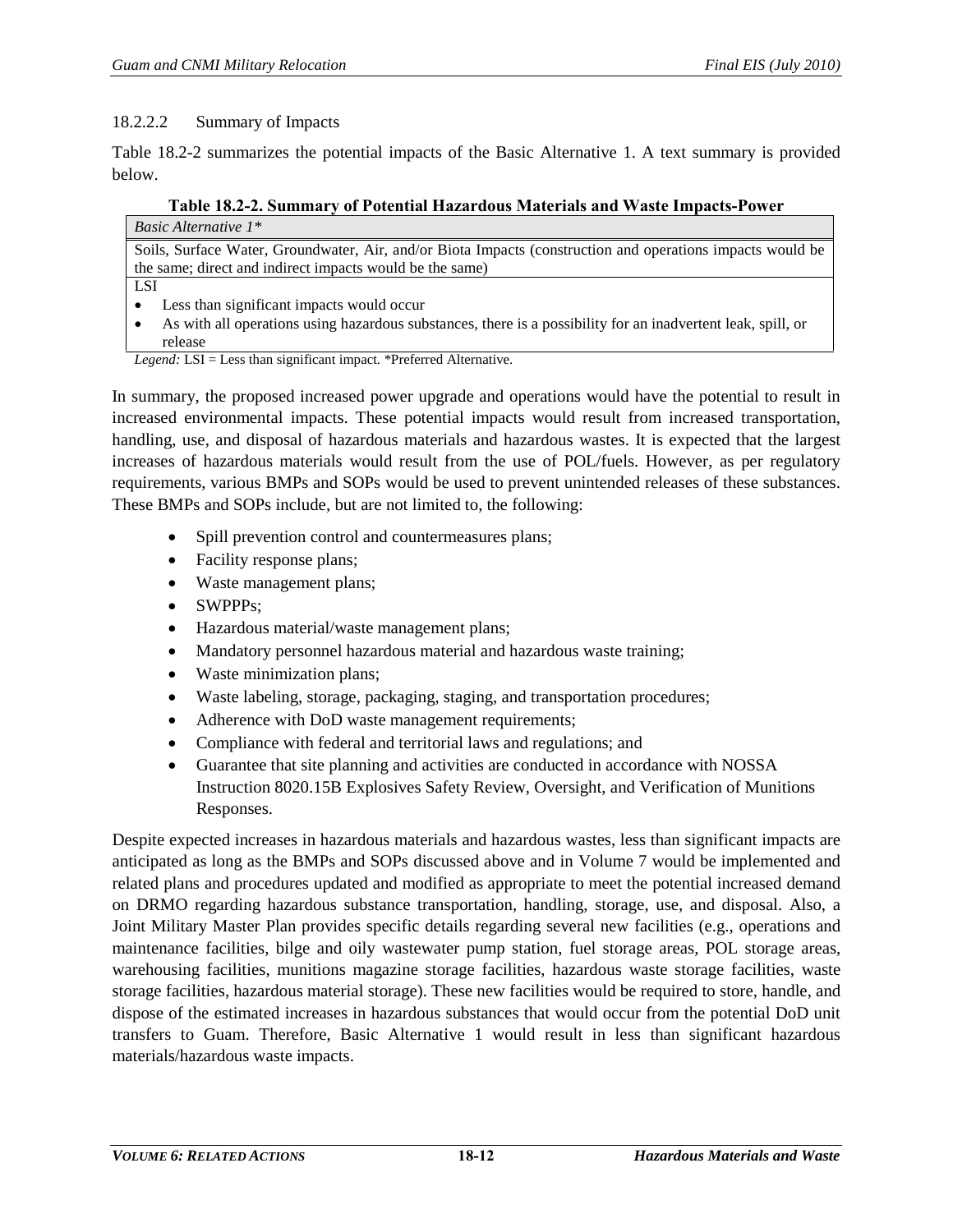#### 18.2.2.2 Summary of Impacts

Table 18.2-2 summarizes the potential impacts of the Basic Alternative 1. A text summary is provided below.

**Table 18.2-2. Summary of Potential Hazardous Materials and Waste Impacts-Power**

| *Basic Alternative 1\** |
|---|
| Soils, Surface Water, Groundwater, Air, and/or Biota Impacts (construction and operations impacts would be the same; direct and indirect impacts would be the same) |
| LSI<br>• Less than significant impacts would occur<br>• As with all operations using hazardous substances, there is a possibility for an inadvertent leak, spill, or release |

*Legend:* LSI = Less than significant impact. *Preferred Alternative.

In summary, the proposed increased power upgrade and operations would have the potential to result in increased environmental impacts. These potential impacts would result from increased transportation, handling, use, and disposal of hazardous materials and hazardous wastes. It is expected that the largest increases of hazardous materials would result from the use of POL/fuels. However, as per regulatory requirements, various BMPs and SOPs would be used to prevent unintended releases of these substances. These BMPs and SOPs include, but are not limited to, the following:

- Spill prevention control and countermeasures plans;
- Facility response plans;
- Waste management plans;
- SWPPPs;
- Hazardous material/waste management plans;
- Mandatory personnel hazardous material and hazardous waste training;
- Waste minimization plans;
- Waste labeling, storage, packaging, staging, and transportation procedures;
- Adherence with DoD waste management requirements;
- Compliance with federal and territorial laws and regulations; and
- Guarantee that site planning and activities are conducted in accordance with NOSSA Instruction 8020.15B Explosives Safety Review, Oversight, and Verification of Munitions Responses.

Despite expected increases in hazardous materials and hazardous wastes, less than significant impacts are anticipated as long as the BMPs and SOPs discussed above and in Volume 7 would be implemented and related plans and procedures updated and modified as appropriate to meet the potential increased demand on DRMO regarding hazardous substance transportation, handling, storage, use, and disposal. Also, a Joint Military Master Plan provides specific details regarding several new facilities (e.g., operations and maintenance facilities, bilge and oily wastewater pump station, fuel storage areas, POL storage areas, warehousing facilities, munitions magazine storage facilities, hazardous waste storage facilities, waste storage facilities, hazardous material storage). These new facilities would be required to store, handle, and dispose of the estimated increases in hazardous substances that would occur from the potential DoD unit transfers to Guam. Therefore, Basic Alternative 1 would result in less than significant hazardous materials/hazardous waste impacts.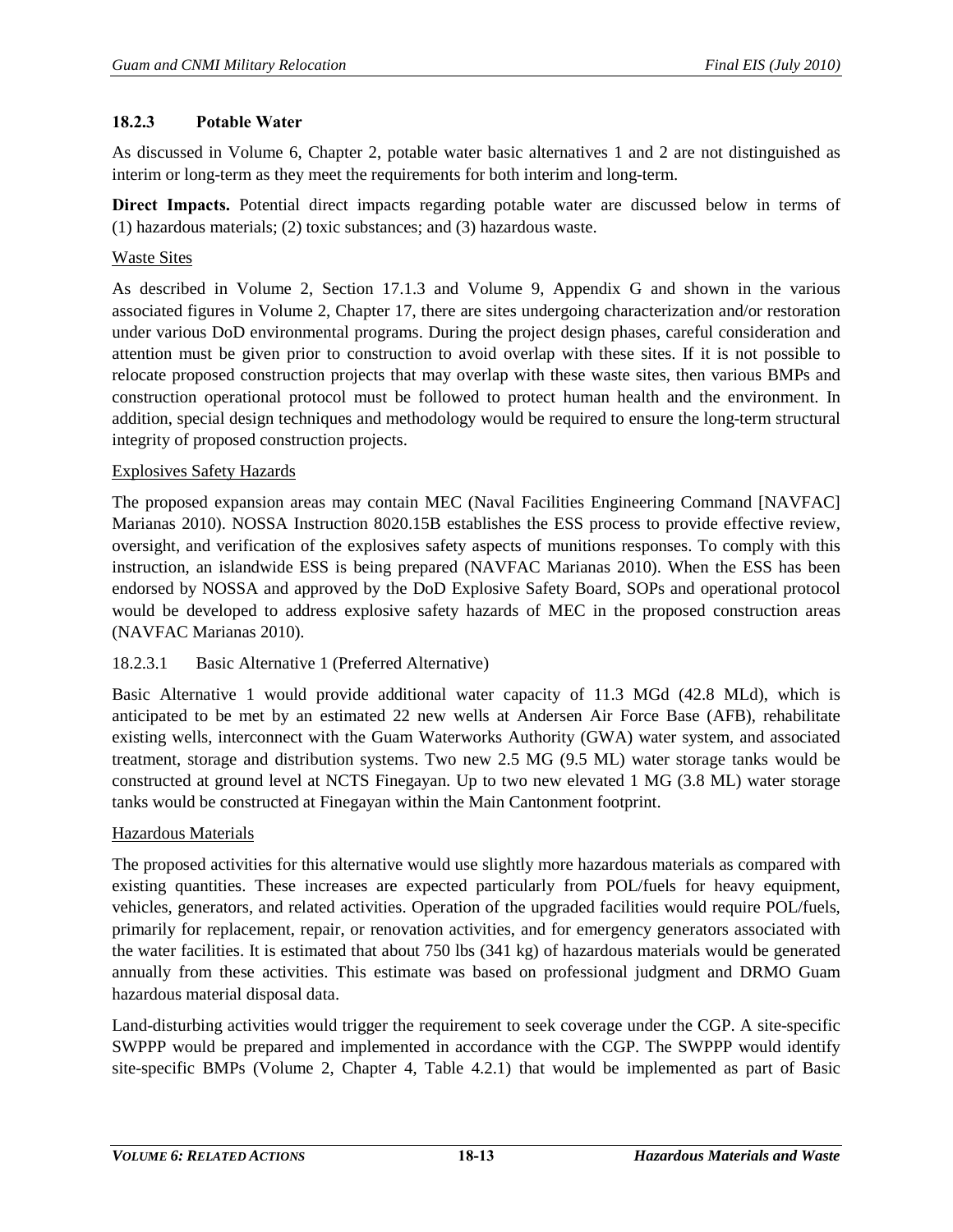### 18.2.3 Potable Water

As discussed in Volume 6, Chapter 2, potable water basic alternatives 1 and 2 are not distinguished as interim or long-term as they meet the requirements for both interim and long-term.

**Direct Impacts.** Potential direct impacts regarding potable water are discussed below in terms of (1) hazardous materials; (2) toxic substances; and (3) hazardous waste.

<u>Waste Sites</u>

As described in Volume 2, Section 17.1.3 and Volume 9, Appendix G and shown in the various associated figures in Volume 2, Chapter 17, there are sites undergoing characterization and/or restoration under various DoD environmental programs. During the project design phases, careful consideration and attention must be given prior to construction to avoid overlap with these sites. If it is not possible to relocate proposed construction projects that may overlap with these waste sites, then various BMPs and construction operational protocol must be followed to protect human health and the environment. In addition, special design techniques and methodology would be required to ensure the long-term structural integrity of proposed construction projects.

<u>Explosives Safety Hazards</u>

The proposed expansion areas may contain MEC (Naval Facilities Engineering Command [NAVFAC] Marianas 2010). NOSSA Instruction 8020.15B establishes the ESS process to provide effective review, oversight, and verification of the explosives safety aspects of munitions responses. To comply with this instruction, an islandwide ESS is being prepared (NAVFAC Marianas 2010). When the ESS has been endorsed by NOSSA and approved by the DoD Explosive Safety Board, SOPs and operational protocol would be developed to address explosive safety hazards of MEC in the proposed construction areas (NAVFAC Marianas 2010).

#### 18.2.3.1 Basic Alternative 1 (Preferred Alternative)

Basic Alternative 1 would provide additional water capacity of 11.3 MGd (42.8 MLd), which is anticipated to be met by an estimated 22 new wells at Andersen Air Force Base (AFB), rehabilitate existing wells, interconnect with the Guam Waterworks Authority (GWA) water system, and associated treatment, storage and distribution systems. Two new 2.5 MG (9.5 ML) water storage tanks would be constructed at ground level at NCTS Finegayan. Up to two new elevated 1 MG (3.8 ML) water storage tanks would be constructed at Finegayan within the Main Cantonment footprint.

<u>Hazardous Materials</u>

The proposed activities for this alternative would use slightly more hazardous materials as compared with existing quantities. These increases are expected particularly from POL/fuels for heavy equipment, vehicles, generators, and related activities. Operation of the upgraded facilities would require POL/fuels, primarily for replacement, repair, or renovation activities, and for emergency generators associated with the water facilities. It is estimated that about 750 lbs (341 kg) of hazardous materials would be generated annually from these activities. This estimate was based on professional judgment and DRMO Guam hazardous material disposal data.

Land-disturbing activities would trigger the requirement to seek coverage under the CGP. A site-specific SWPPP would be prepared and implemented in accordance with the CGP. The SWPPP would identify site-specific BMPs (Volume 2, Chapter 4, Table 4.2.1) that would be implemented as part of Basic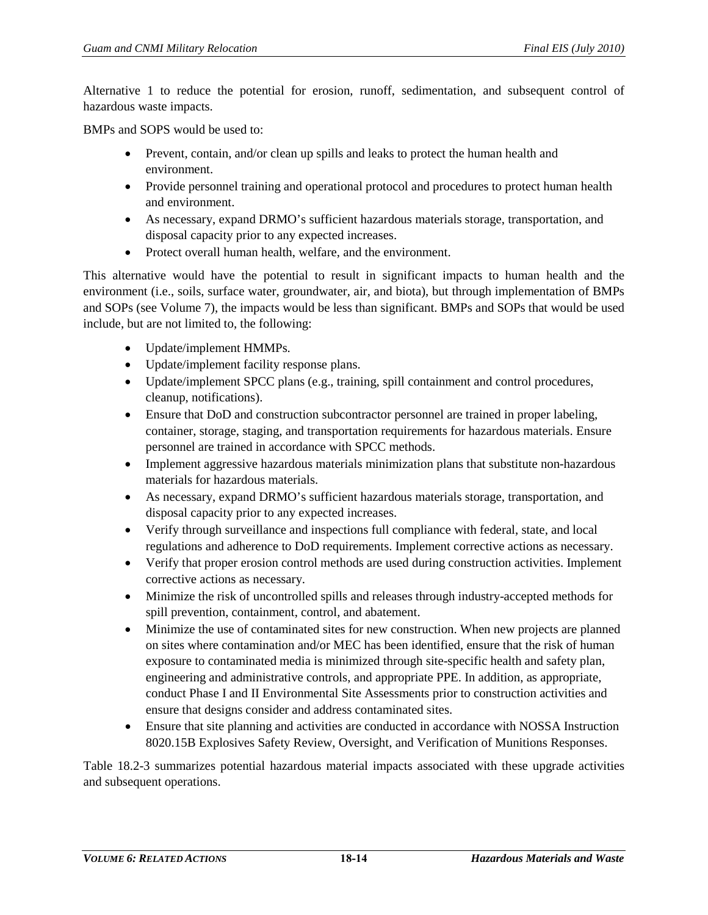Alternative 1 to reduce the potential for erosion, runoff, sedimentation, and subsequent control of hazardous waste impacts.

BMPs and SOPS would be used to:

- Prevent, contain, and/or clean up spills and leaks to protect the human health and environment.
- Provide personnel training and operational protocol and procedures to protect human health and environment.
- As necessary, expand DRMO's sufficient hazardous materials storage, transportation, and disposal capacity prior to any expected increases.
- Protect overall human health, welfare, and the environment.

This alternative would have the potential to result in significant impacts to human health and the environment (i.e., soils, surface water, groundwater, air, and biota), but through implementation of BMPs and SOPs (see Volume 7), the impacts would be less than significant. BMPs and SOPs that would be used include, but are not limited to, the following:

- Update/implement HMMPs.
- Update/implement facility response plans.
- Update/implement SPCC plans (e.g., training, spill containment and control procedures, cleanup, notifications).
- Ensure that DoD and construction subcontractor personnel are trained in proper labeling, container, storage, staging, and transportation requirements for hazardous materials. Ensure personnel are trained in accordance with SPCC methods.
- Implement aggressive hazardous materials minimization plans that substitute non-hazardous materials for hazardous materials.
- As necessary, expand DRMO's sufficient hazardous materials storage, transportation, and disposal capacity prior to any expected increases.
- Verify through surveillance and inspections full compliance with federal, state, and local regulations and adherence to DoD requirements. Implement corrective actions as necessary.
- Verify that proper erosion control methods are used during construction activities. Implement corrective actions as necessary.
- Minimize the risk of uncontrolled spills and releases through industry-accepted methods for spill prevention, containment, control, and abatement.
- Minimize the use of contaminated sites for new construction. When new projects are planned on sites where contamination and/or MEC has been identified, ensure that the risk of human exposure to contaminated media is minimized through site-specific health and safety plan, engineering and administrative controls, and appropriate PPE. In addition, as appropriate, conduct Phase I and II Environmental Site Assessments prior to construction activities and ensure that designs consider and address contaminated sites.
- Ensure that site planning and activities are conducted in accordance with NOSSA Instruction 8020.15B Explosives Safety Review, Oversight, and Verification of Munitions Responses.

Table 18.2-3 summarizes potential hazardous material impacts associated with these upgrade activities and subsequent operations.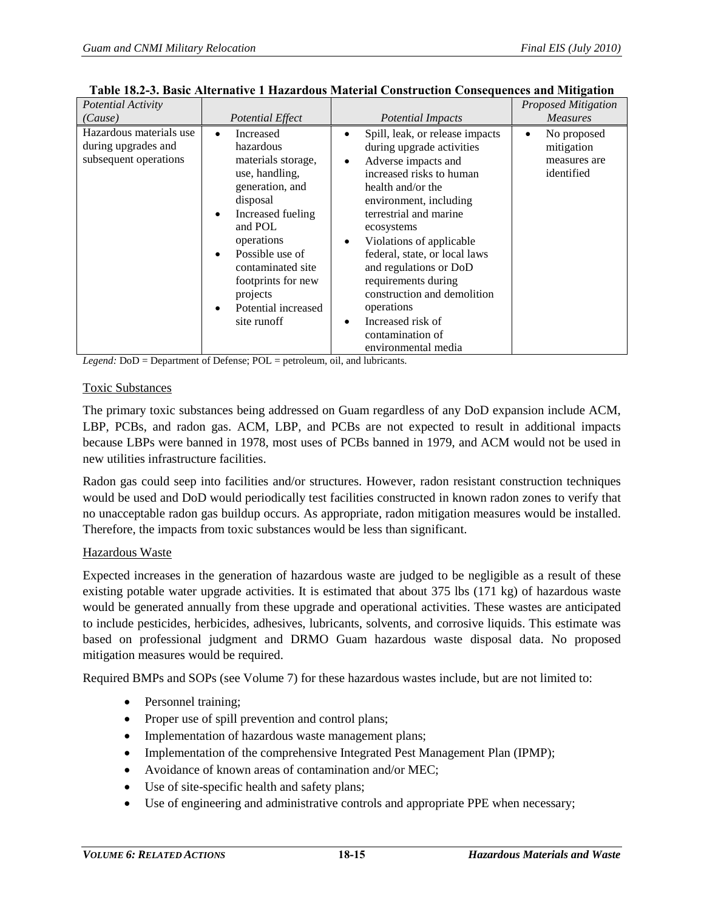**Table 18.2-3. Basic Alternative 1 Hazardous Material Construction Consequences and Mitigation**

| *Potential Activity (Cause)* | *Potential Effect* | *Potential Impacts* | *Proposed Mitigation Measures* |
|---|---|---|---|
| Hazardous materials use during upgrades and subsequent operations | • Increased hazardous materials storage, use, handling, generation, and disposal<br>• Increased fueling and POL operations<br>• Possible use of contaminated site footprints for new projects<br>• Potential increased site runoff | • Spill, leak, or release impacts during upgrade activities<br>• Adverse impacts and increased risks to human health and/or the environment, including terrestrial and marine ecosystems<br>• Violations of applicable federal, state, or local laws and regulations or DoD requirements during construction and demolition operations<br>• Increased risk of contamination of environmental media | • No proposed mitigation measures are identified |

*Legend:* DoD = Department of Defense; POL = petroleum, oil, and lubricants.

Toxic Substances

The primary toxic substances being addressed on Guam regardless of any DoD expansion include ACM, LBP, PCBs, and radon gas. ACM, LBP, and PCBs are not expected to result in additional impacts because LBPs were banned in 1978, most uses of PCBs banned in 1979, and ACM would not be used in new utilities infrastructure facilities.

Radon gas could seep into facilities and/or structures. However, radon resistant construction techniques would be used and DoD would periodically test facilities constructed in known radon zones to verify that no unacceptable radon gas buildup occurs. As appropriate, radon mitigation measures would be installed. Therefore, the impacts from toxic substances would be less than significant.

Hazardous Waste

Expected increases in the generation of hazardous waste are judged to be negligible as a result of these existing potable water upgrade activities. It is estimated that about 375 lbs (171 kg) of hazardous waste would be generated annually from these upgrade and operational activities. These wastes are anticipated to include pesticides, herbicides, adhesives, lubricants, solvents, and corrosive liquids. This estimate was based on professional judgment and DRMO Guam hazardous waste disposal data. No proposed mitigation measures would be required.

Required BMPs and SOPs (see Volume 7) for these hazardous wastes include, but are not limited to:

- Personnel training;
- Proper use of spill prevention and control plans;
- Implementation of hazardous waste management plans;
- Implementation of the comprehensive Integrated Pest Management Plan (IPMP);
- Avoidance of known areas of contamination and/or MEC;
- Use of site-specific health and safety plans;
- Use of engineering and administrative controls and appropriate PPE when necessary;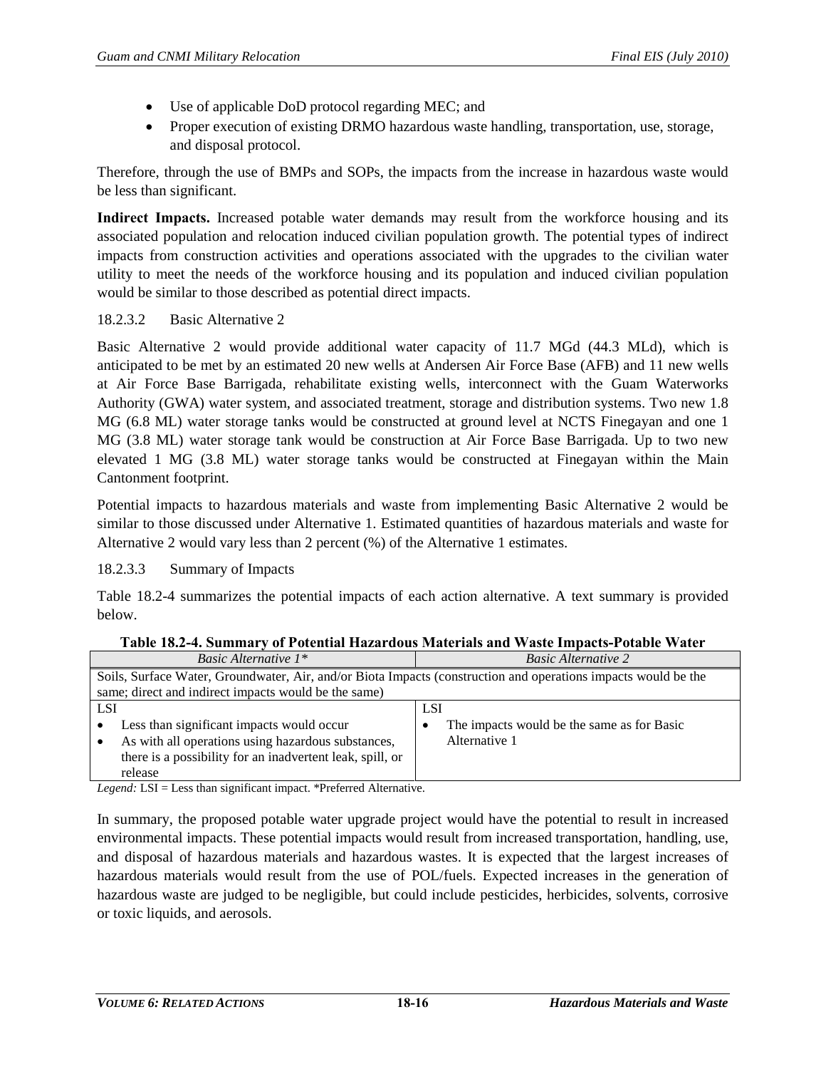- Use of applicable DoD protocol regarding MEC; and
- Proper execution of existing DRMO hazardous waste handling, transportation, use, storage, and disposal protocol.

Therefore, through the use of BMPs and SOPs, the impacts from the increase in hazardous waste would be less than significant.

**Indirect Impacts.** Increased potable water demands may result from the workforce housing and its associated population and relocation induced civilian population growth. The potential types of indirect impacts from construction activities and operations associated with the upgrades to the civilian water utility to meet the needs of the workforce housing and its population and induced civilian population would be similar to those described as potential direct impacts.

#### 18.2.3.2 Basic Alternative 2

Basic Alternative 2 would provide additional water capacity of 11.7 MGd (44.3 MLd), which is anticipated to be met by an estimated 20 new wells at Andersen Air Force Base (AFB) and 11 new wells at Air Force Base Barrigada, rehabilitate existing wells, interconnect with the Guam Waterworks Authority (GWA) water system, and associated treatment, storage and distribution systems. Two new 1.8 MG (6.8 ML) water storage tanks would be constructed at ground level at NCTS Finegayan and one 1 MG (3.8 ML) water storage tank would be construction at Air Force Base Barrigada. Up to two new elevated 1 MG (3.8 ML) water storage tanks would be constructed at Finegayan within the Main Cantonment footprint.

Potential impacts to hazardous materials and waste from implementing Basic Alternative 2 would be similar to those discussed under Alternative 1. Estimated quantities of hazardous materials and waste for Alternative 2 would vary less than 2 percent (%) of the Alternative 1 estimates.

#### 18.2.3.3 Summary of Impacts

Table 18.2-4 summarizes the potential impacts of each action alternative. A text summary is provided below.

**Table 18.2-4. Summary of Potential Hazardous Materials and Waste Impacts-Potable Water**

| *Basic Alternative 1\** | *Basic Alternative 2* |
|---|---|
| Soils, Surface Water, Groundwater, Air, and/or Biota Impacts (construction and operations impacts would be the same; direct and indirect impacts would be the same) | |
| LSI<br>• Less than significant impacts would occur<br>• As with all operations using hazardous substances, there is a possibility for an inadvertent leak, spill, or release | LSI<br>• The impacts would be the same as for Basic Alternative 1 |

*Legend:* LSI = Less than significant impact. \*Preferred Alternative.

In summary, the proposed potable water upgrade project would have the potential to result in increased environmental impacts. These potential impacts would result from increased transportation, handling, use, and disposal of hazardous materials and hazardous wastes. It is expected that the largest increases of hazardous materials would result from the use of POL/fuels. Expected increases in the generation of hazardous waste are judged to be negligible, but could include pesticides, herbicides, solvents, corrosive or toxic liquids, and aerosols.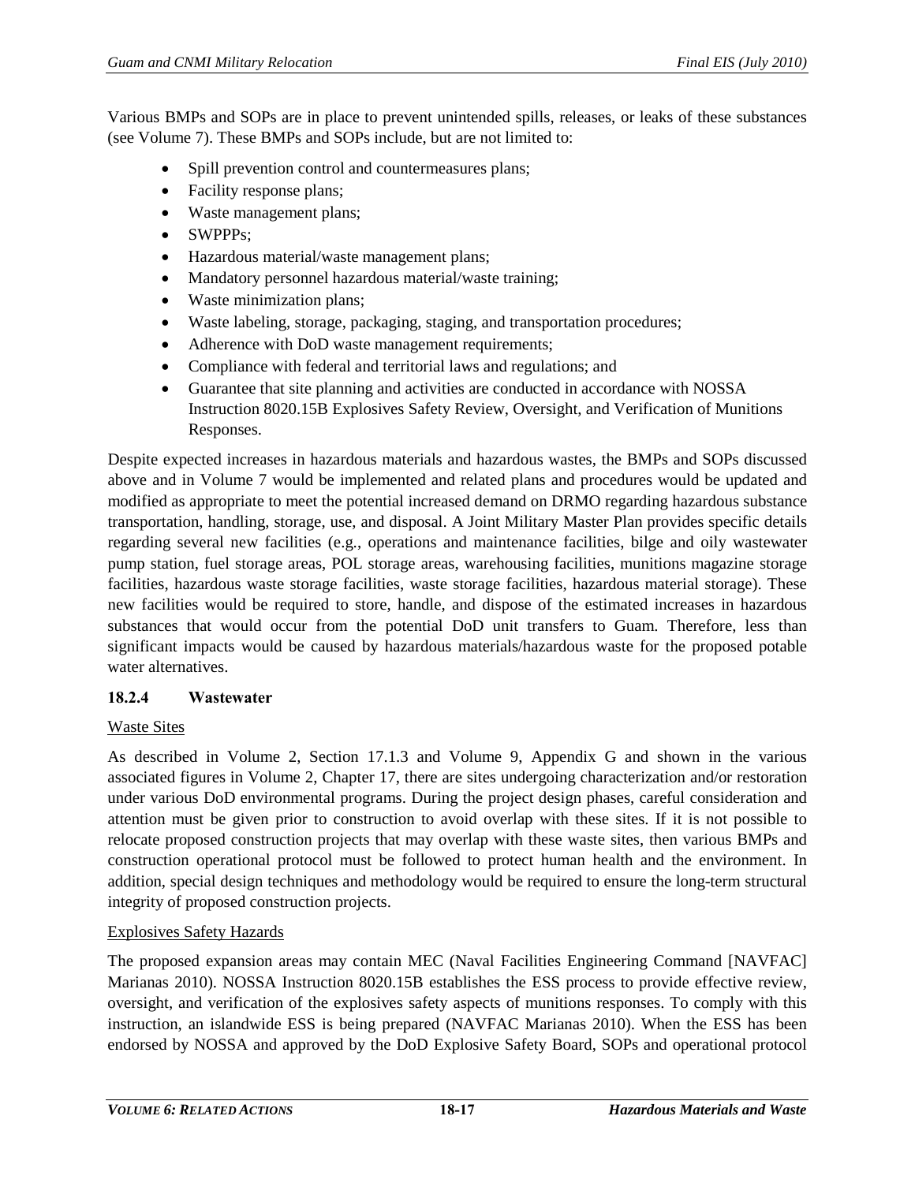Various BMPs and SOPs are in place to prevent unintended spills, releases, or leaks of these substances (see Volume 7). These BMPs and SOPs include, but are not limited to:

- Spill prevention control and countermeasures plans;
- Facility response plans;
- Waste management plans;
- SWPPPs;
- Hazardous material/waste management plans;
- Mandatory personnel hazardous material/waste training;
- Waste minimization plans;
- Waste labeling, storage, packaging, staging, and transportation procedures;
- Adherence with DoD waste management requirements;
- Compliance with federal and territorial laws and regulations; and
- Guarantee that site planning and activities are conducted in accordance with NOSSA Instruction 8020.15B Explosives Safety Review, Oversight, and Verification of Munitions Responses.

Despite expected increases in hazardous materials and hazardous wastes, the BMPs and SOPs discussed above and in Volume 7 would be implemented and related plans and procedures would be updated and modified as appropriate to meet the potential increased demand on DRMO regarding hazardous substance transportation, handling, storage, use, and disposal. A Joint Military Master Plan provides specific details regarding several new facilities (e.g., operations and maintenance facilities, bilge and oily wastewater pump station, fuel storage areas, POL storage areas, warehousing facilities, munitions magazine storage facilities, hazardous waste storage facilities, waste storage facilities, hazardous material storage). These new facilities would be required to store, handle, and dispose of the estimated increases in hazardous substances that would occur from the potential DoD unit transfers to Guam. Therefore, less than significant impacts would be caused by hazardous materials/hazardous waste for the proposed potable water alternatives.

### 18.2.4 Wastewater

Waste Sites

As described in Volume 2, Section 17.1.3 and Volume 9, Appendix G and shown in the various associated figures in Volume 2, Chapter 17, there are sites undergoing characterization and/or restoration under various DoD environmental programs. During the project design phases, careful consideration and attention must be given prior to construction to avoid overlap with these sites. If it is not possible to relocate proposed construction projects that may overlap with these waste sites, then various BMPs and construction operational protocol must be followed to protect human health and the environment. In addition, special design techniques and methodology would be required to ensure the long-term structural integrity of proposed construction projects.

Explosives Safety Hazards

The proposed expansion areas may contain MEC (Naval Facilities Engineering Command [NAVFAC] Marianas 2010). NOSSA Instruction 8020.15B establishes the ESS process to provide effective review, oversight, and verification of the explosives safety aspects of munitions responses. To comply with this instruction, an islandwide ESS is being prepared (NAVFAC Marianas 2010). When the ESS has been endorsed by NOSSA and approved by the DoD Explosive Safety Board, SOPs and operational protocol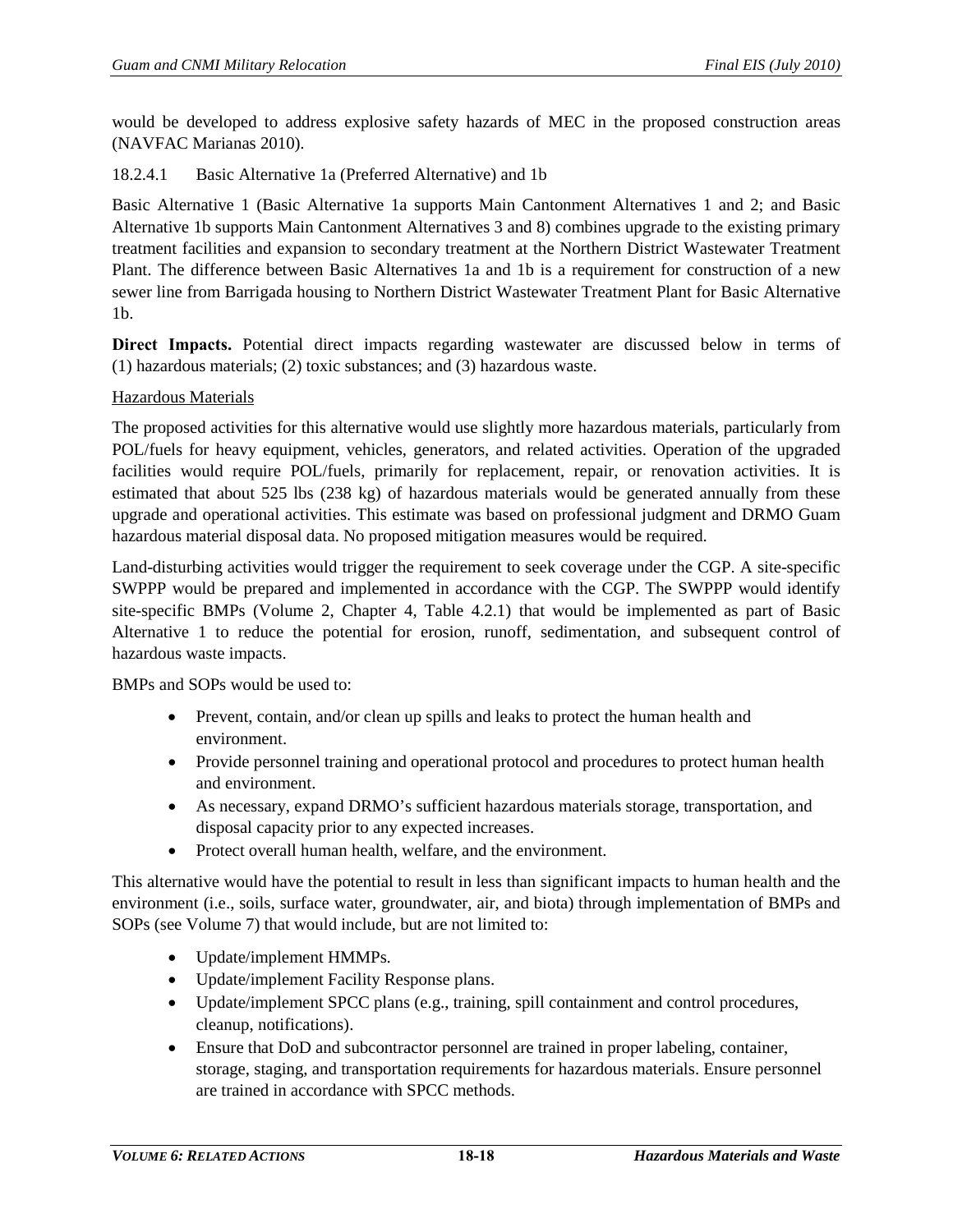would be developed to address explosive safety hazards of MEC in the proposed construction areas (NAVFAC Marianas 2010).

#### 18.2.4.1 Basic Alternative 1a (Preferred Alternative) and 1b

Basic Alternative 1 (Basic Alternative 1a supports Main Cantonment Alternatives 1 and 2; and Basic Alternative 1b supports Main Cantonment Alternatives 3 and 8) combines upgrade to the existing primary treatment facilities and expansion to secondary treatment at the Northern District Wastewater Treatment Plant. The difference between Basic Alternatives 1a and 1b is a requirement for construction of a new sewer line from Barrigada housing to Northern District Wastewater Treatment Plant for Basic Alternative 1b.

**Direct Impacts.** Potential direct impacts regarding wastewater are discussed below in terms of (1) hazardous materials; (2) toxic substances; and (3) hazardous waste.

<u>Hazardous Materials</u>

The proposed activities for this alternative would use slightly more hazardous materials, particularly from POL/fuels for heavy equipment, vehicles, generators, and related activities. Operation of the upgraded facilities would require POL/fuels, primarily for replacement, repair, or renovation activities. It is estimated that about 525 lbs (238 kg) of hazardous materials would be generated annually from these upgrade and operational activities. This estimate was based on professional judgment and DRMO Guam hazardous material disposal data. No proposed mitigation measures would be required.

Land-disturbing activities would trigger the requirement to seek coverage under the CGP. A site-specific SWPPP would be prepared and implemented in accordance with the CGP. The SWPPP would identify site-specific BMPs (Volume 2, Chapter 4, Table 4.2.1) that would be implemented as part of Basic Alternative 1 to reduce the potential for erosion, runoff, sedimentation, and subsequent control of hazardous waste impacts.

BMPs and SOPs would be used to:

- Prevent, contain, and/or clean up spills and leaks to protect the human health and environment.
- Provide personnel training and operational protocol and procedures to protect human health and environment.
- As necessary, expand DRMO's sufficient hazardous materials storage, transportation, and disposal capacity prior to any expected increases.
- Protect overall human health, welfare, and the environment.

This alternative would have the potential to result in less than significant impacts to human health and the environment (i.e., soils, surface water, groundwater, air, and biota) through implementation of BMPs and SOPs (see Volume 7) that would include, but are not limited to:

- Update/implement HMMPs.
- Update/implement Facility Response plans.
- Update/implement SPCC plans (e.g., training, spill containment and control procedures, cleanup, notifications).
- Ensure that DoD and subcontractor personnel are trained in proper labeling, container, storage, staging, and transportation requirements for hazardous materials. Ensure personnel are trained in accordance with SPCC methods.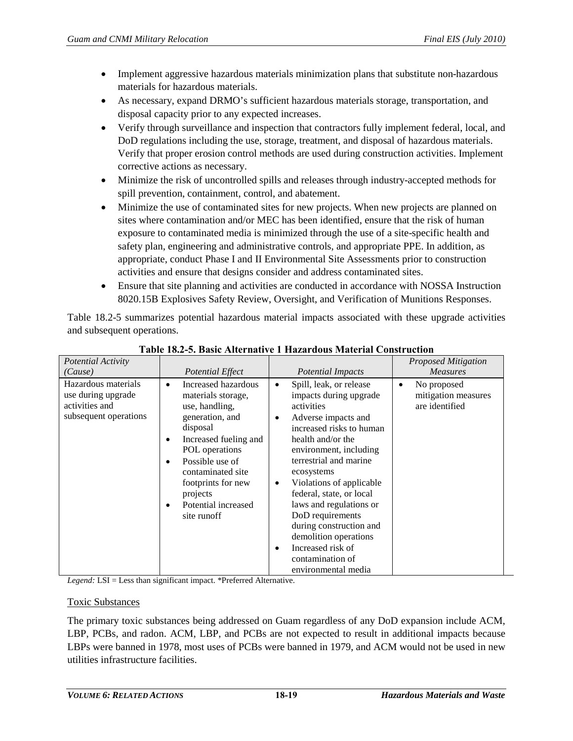- Implement aggressive hazardous materials minimization plans that substitute non-hazardous materials for hazardous materials.
- As necessary, expand DRMO's sufficient hazardous materials storage, transportation, and disposal capacity prior to any expected increases.
- Verify through surveillance and inspection that contractors fully implement federal, local, and DoD regulations including the use, storage, treatment, and disposal of hazardous materials. Verify that proper erosion control methods are used during construction activities. Implement corrective actions as necessary.
- Minimize the risk of uncontrolled spills and releases through industry-accepted methods for spill prevention, containment, control, and abatement.
- Minimize the use of contaminated sites for new projects. When new projects are planned on sites where contamination and/or MEC has been identified, ensure that the risk of human exposure to contaminated media is minimized through the use of a site-specific health and safety plan, engineering and administrative controls, and appropriate PPE. In addition, as appropriate, conduct Phase I and II Environmental Site Assessments prior to construction activities and ensure that designs consider and address contaminated sites.
- Ensure that site planning and activities are conducted in accordance with NOSSA Instruction 8020.15B Explosives Safety Review, Oversight, and Verification of Munitions Responses.

Table 18.2-5 summarizes potential hazardous material impacts associated with these upgrade activities and subsequent operations.

**Table 18.2-5. Basic Alternative 1 Hazardous Material Construction**

| *Potential Activity (Cause)* | *Potential Effect* | *Potential Impacts* | *Proposed Mitigation Measures* |
|---|---|---|---|
| Hazardous materials use during upgrade activities and subsequent operations | • Increased hazardous materials storage, use, handling, generation, and disposal<br>• Increased fueling and POL operations<br>• Possible use of contaminated site footprints for new projects<br>• Potential increased site runoff | • Spill, leak, or release impacts during upgrade activities<br>• Adverse impacts and increased risks to human health and/or the environment, including terrestrial and marine ecosystems<br>• Violations of applicable federal, state, or local laws and regulations or DoD requirements during construction and demolition operations<br>• Increased risk of contamination of environmental media | • No proposed mitigation measures are identified |

*Legend:* LSI = Less than significant impact. *Preferred Alternative.

Toxic Substances

The primary toxic substances being addressed on Guam regardless of any DoD expansion include ACM, LBP, PCBs, and radon. ACM, LBP, and PCBs are not expected to result in additional impacts because LBPs were banned in 1978, most uses of PCBs were banned in 1979, and ACM would not be used in new utilities infrastructure facilities.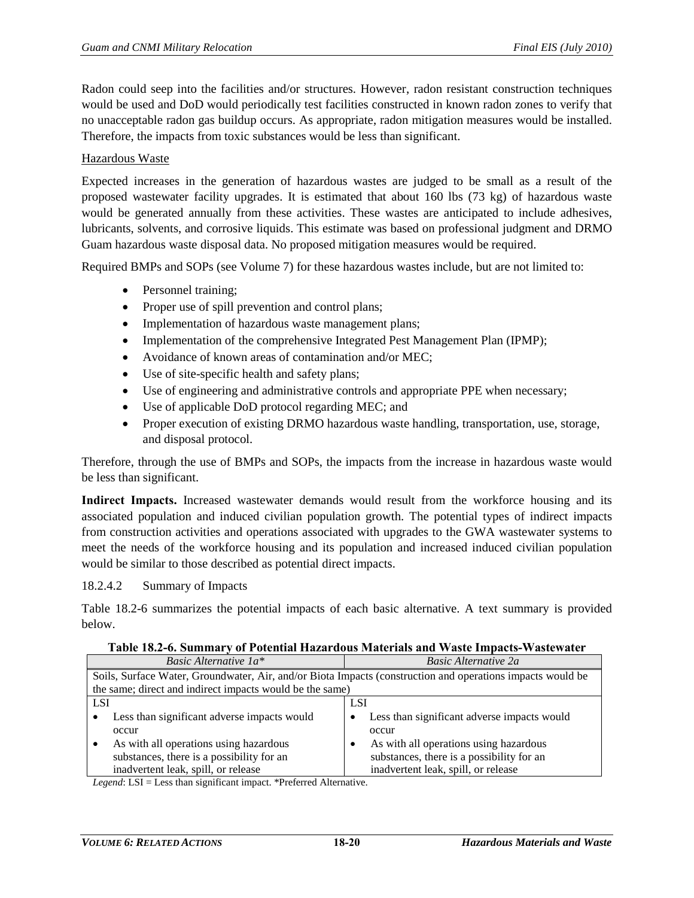Radon could seep into the facilities and/or structures. However, radon resistant construction techniques would be used and DoD would periodically test facilities constructed in known radon zones to verify that no unacceptable radon gas buildup occurs. As appropriate, radon mitigation measures would be installed. Therefore, the impacts from toxic substances would be less than significant.

Hazardous Waste

Expected increases in the generation of hazardous wastes are judged to be small as a result of the proposed wastewater facility upgrades. It is estimated that about 160 lbs (73 kg) of hazardous waste would be generated annually from these activities. These wastes are anticipated to include adhesives, lubricants, solvents, and corrosive liquids. This estimate was based on professional judgment and DRMO Guam hazardous waste disposal data. No proposed mitigation measures would be required.

Required BMPs and SOPs (see Volume 7) for these hazardous wastes include, but are not limited to:

- Personnel training;
- Proper use of spill prevention and control plans;
- Implementation of hazardous waste management plans;
- Implementation of the comprehensive Integrated Pest Management Plan (IPMP);
- Avoidance of known areas of contamination and/or MEC;
- Use of site-specific health and safety plans;
- Use of engineering and administrative controls and appropriate PPE when necessary;
- Use of applicable DoD protocol regarding MEC; and
- Proper execution of existing DRMO hazardous waste handling, transportation, use, storage, and disposal protocol.

Therefore, through the use of BMPs and SOPs, the impacts from the increase in hazardous waste would be less than significant.

**Indirect Impacts.** Increased wastewater demands would result from the workforce housing and its associated population and induced civilian population growth. The potential types of indirect impacts from construction activities and operations associated with upgrades to the GWA wastewater systems to meet the needs of the workforce housing and its population and increased induced civilian population would be similar to those described as potential direct impacts.

18.2.4.2 Summary of Impacts

Table 18.2-6 summarizes the potential impacts of each basic alternative. A text summary is provided below.

**Table 18.2-6. Summary of Potential Hazardous Materials and Waste Impacts-Wastewater**

| *Basic Alternative 1a\** | *Basic Alternative 2a* |
|---|---|
| Soils, Surface Water, Groundwater, Air, and/or Biota Impacts (construction and operations impacts would be the same; direct and indirect impacts would be the same) | |
| LSI<br>• Less than significant adverse impacts would occur<br>• As with all operations using hazardous substances, there is a possibility for an inadvertent leak, spill, or release | LSI<br>• Less than significant adverse impacts would occur<br>• As with all operations using hazardous substances, there is a possibility for an inadvertent leak, spill, or release |

*Legend*: LSI = Less than significant impact. *Preferred Alternative.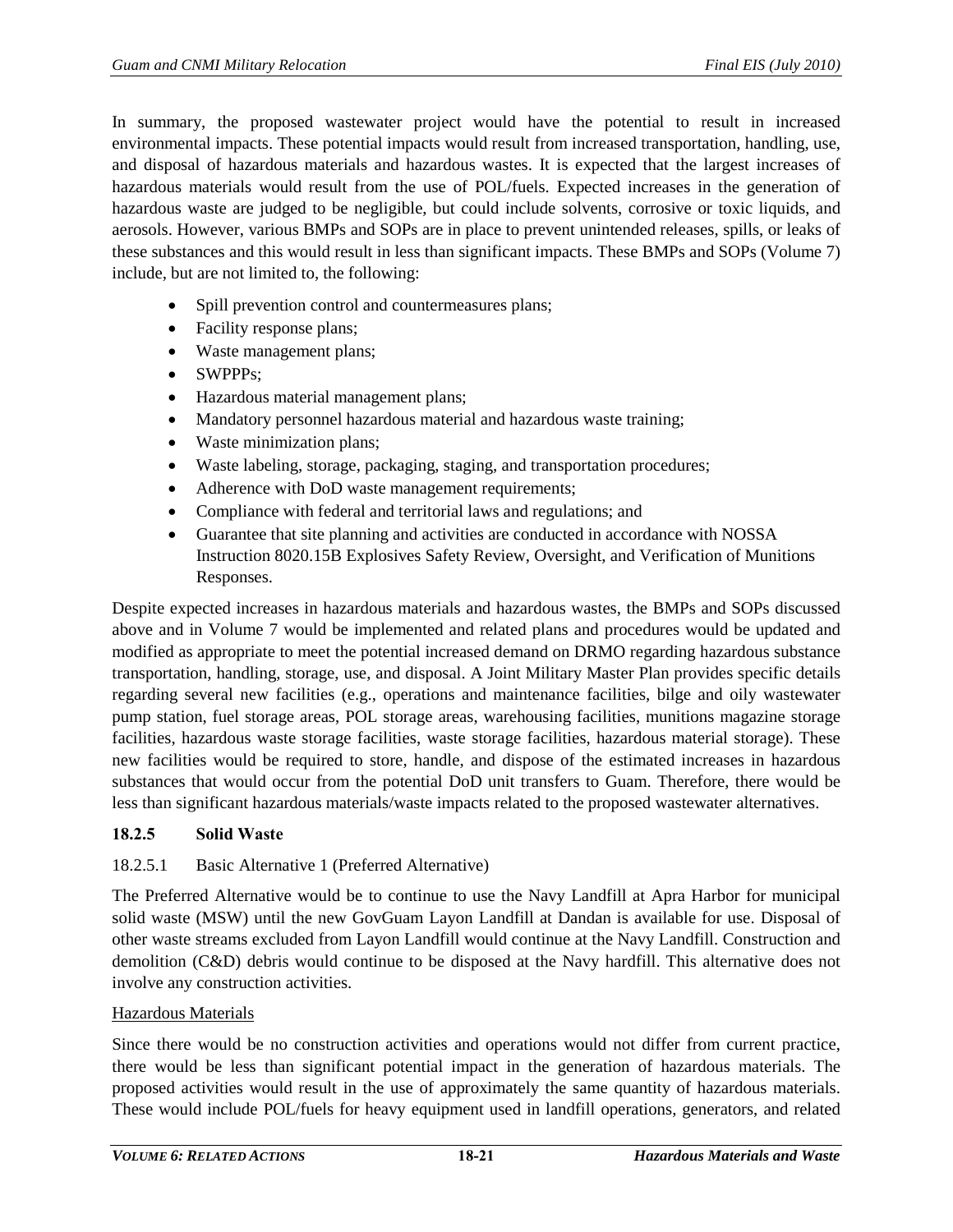In summary, the proposed wastewater project would have the potential to result in increased environmental impacts. These potential impacts would result from increased transportation, handling, use, and disposal of hazardous materials and hazardous wastes. It is expected that the largest increases of hazardous materials would result from the use of POL/fuels. Expected increases in the generation of hazardous waste are judged to be negligible, but could include solvents, corrosive or toxic liquids, and aerosols. However, various BMPs and SOPs are in place to prevent unintended releases, spills, or leaks of these substances and this would result in less than significant impacts. These BMPs and SOPs (Volume 7) include, but are not limited to, the following:

- Spill prevention control and countermeasures plans;
- Facility response plans;
- Waste management plans;
- SWPPPs;
- Hazardous material management plans;
- Mandatory personnel hazardous material and hazardous waste training;
- Waste minimization plans;
- Waste labeling, storage, packaging, staging, and transportation procedures;
- Adherence with DoD waste management requirements;
- Compliance with federal and territorial laws and regulations; and
- Guarantee that site planning and activities are conducted in accordance with NOSSA Instruction 8020.15B Explosives Safety Review, Oversight, and Verification of Munitions Responses.

Despite expected increases in hazardous materials and hazardous wastes, the BMPs and SOPs discussed above and in Volume 7 would be implemented and related plans and procedures would be updated and modified as appropriate to meet the potential increased demand on DRMO regarding hazardous substance transportation, handling, storage, use, and disposal. A Joint Military Master Plan provides specific details regarding several new facilities (e.g., operations and maintenance facilities, bilge and oily wastewater pump station, fuel storage areas, POL storage areas, warehousing facilities, munitions magazine storage facilities, hazardous waste storage facilities, waste storage facilities, hazardous material storage). These new facilities would be required to store, handle, and dispose of the estimated increases in hazardous substances that would occur from the potential DoD unit transfers to Guam. Therefore, there would be less than significant hazardous materials/waste impacts related to the proposed wastewater alternatives.

### 18.2.5 Solid Waste

#### 18.2.5.1 Basic Alternative 1 (Preferred Alternative)

The Preferred Alternative would be to continue to use the Navy Landfill at Apra Harbor for municipal solid waste (MSW) until the new GovGuam Layon Landfill at Dandan is available for use. Disposal of other waste streams excluded from Layon Landfill would continue at the Navy Landfill. Construction and demolition (C&D) debris would continue to be disposed at the Navy hardfill. This alternative does not involve any construction activities.

Hazardous Materials

Since there would be no construction activities and operations would not differ from current practice, there would be less than significant potential impact in the generation of hazardous materials. The proposed activities would result in the use of approximately the same quantity of hazardous materials. These would include POL/fuels for heavy equipment used in landfill operations, generators, and related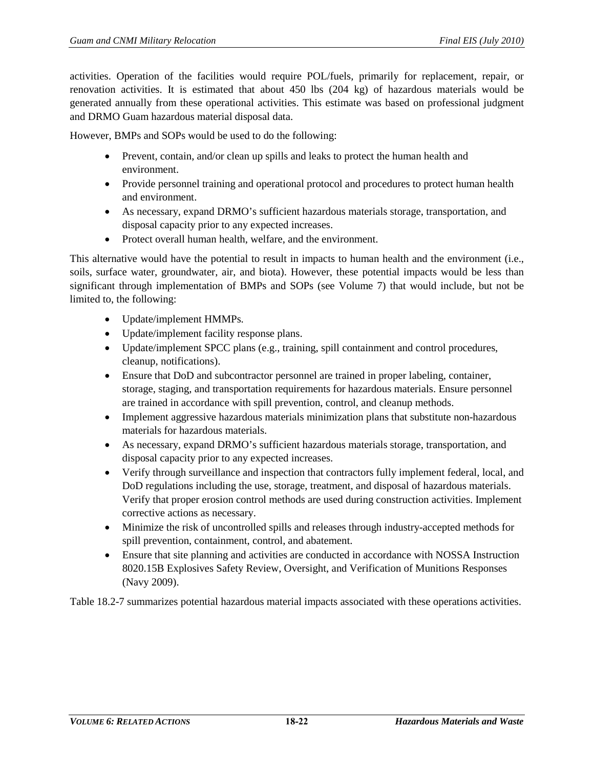activities. Operation of the facilities would require POL/fuels, primarily for replacement, repair, or renovation activities. It is estimated that about 450 lbs (204 kg) of hazardous materials would be generated annually from these operational activities. This estimate was based on professional judgment and DRMO Guam hazardous material disposal data.

However, BMPs and SOPs would be used to do the following:

- Prevent, contain, and/or clean up spills and leaks to protect the human health and environment.
- Provide personnel training and operational protocol and procedures to protect human health and environment.
- As necessary, expand DRMO's sufficient hazardous materials storage, transportation, and disposal capacity prior to any expected increases.
- Protect overall human health, welfare, and the environment.

This alternative would have the potential to result in impacts to human health and the environment (i.e., soils, surface water, groundwater, air, and biota). However, these potential impacts would be less than significant through implementation of BMPs and SOPs (see Volume 7) that would include, but not be limited to, the following:

- Update/implement HMMPs.
- Update/implement facility response plans.
- Update/implement SPCC plans (e.g., training, spill containment and control procedures, cleanup, notifications).
- Ensure that DoD and subcontractor personnel are trained in proper labeling, container, storage, staging, and transportation requirements for hazardous materials. Ensure personnel are trained in accordance with spill prevention, control, and cleanup methods.
- Implement aggressive hazardous materials minimization plans that substitute non-hazardous materials for hazardous materials.
- As necessary, expand DRMO's sufficient hazardous materials storage, transportation, and disposal capacity prior to any expected increases.
- Verify through surveillance and inspection that contractors fully implement federal, local, and DoD regulations including the use, storage, treatment, and disposal of hazardous materials. Verify that proper erosion control methods are used during construction activities. Implement corrective actions as necessary.
- Minimize the risk of uncontrolled spills and releases through industry-accepted methods for spill prevention, containment, control, and abatement.
- Ensure that site planning and activities are conducted in accordance with NOSSA Instruction 8020.15B Explosives Safety Review, Oversight, and Verification of Munitions Responses (Navy 2009).

Table 18.2-7 summarizes potential hazardous material impacts associated with these operations activities.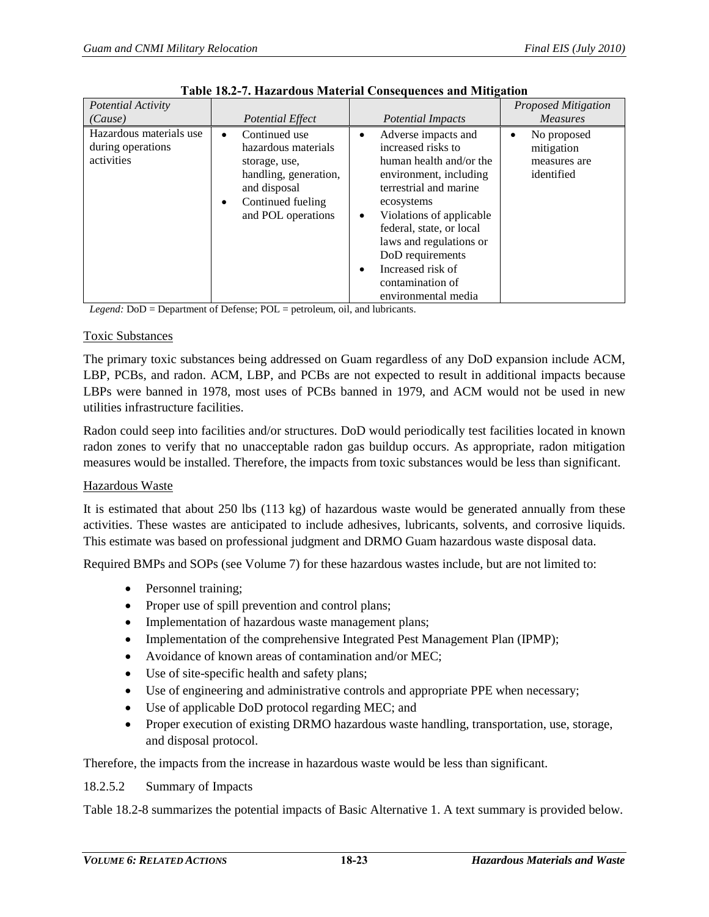**Table 18.2-7. Hazardous Material Consequences and Mitigation**

| *Potential Activity (Cause)* | *Potential Effect* | *Potential Impacts* | *Proposed Mitigation Measures* |
|---|---|---|---|
| Hazardous materials use during operations activities | • Continued use hazardous materials storage, use, handling, generation, and disposal<br>• Continued fueling and POL operations | • Adverse impacts and increased risks to human health and/or the environment, including terrestrial and marine ecosystems<br>• Violations of applicable federal, state, or local laws and regulations or DoD requirements<br>• Increased risk of contamination of environmental media | • No proposed mitigation measures are identified |

*Legend:* DoD = Department of Defense; POL = petroleum, oil, and lubricants.

Toxic Substances

The primary toxic substances being addressed on Guam regardless of any DoD expansion include ACM, LBP, PCBs, and radon. ACM, LBP, and PCBs are not expected to result in additional impacts because LBPs were banned in 1978, most uses of PCBs banned in 1979, and ACM would not be used in new utilities infrastructure facilities.

Radon could seep into facilities and/or structures. DoD would periodically test facilities located in known radon zones to verify that no unacceptable radon gas buildup occurs. As appropriate, radon mitigation measures would be installed. Therefore, the impacts from toxic substances would be less than significant.

Hazardous Waste

It is estimated that about 250 lbs (113 kg) of hazardous waste would be generated annually from these activities. These wastes are anticipated to include adhesives, lubricants, solvents, and corrosive liquids. This estimate was based on professional judgment and DRMO Guam hazardous waste disposal data.

Required BMPs and SOPs (see Volume 7) for these hazardous wastes include, but are not limited to:

- Personnel training;
- Proper use of spill prevention and control plans;
- Implementation of hazardous waste management plans;
- Implementation of the comprehensive Integrated Pest Management Plan (IPMP);
- Avoidance of known areas of contamination and/or MEC;
- Use of site-specific health and safety plans;
- Use of engineering and administrative controls and appropriate PPE when necessary;
- Use of applicable DoD protocol regarding MEC; and
- Proper execution of existing DRMO hazardous waste handling, transportation, use, storage, and disposal protocol.

Therefore, the impacts from the increase in hazardous waste would be less than significant.

18.2.5.2 Summary of Impacts

Table 18.2-8 summarizes the potential impacts of Basic Alternative 1. A text summary is provided below.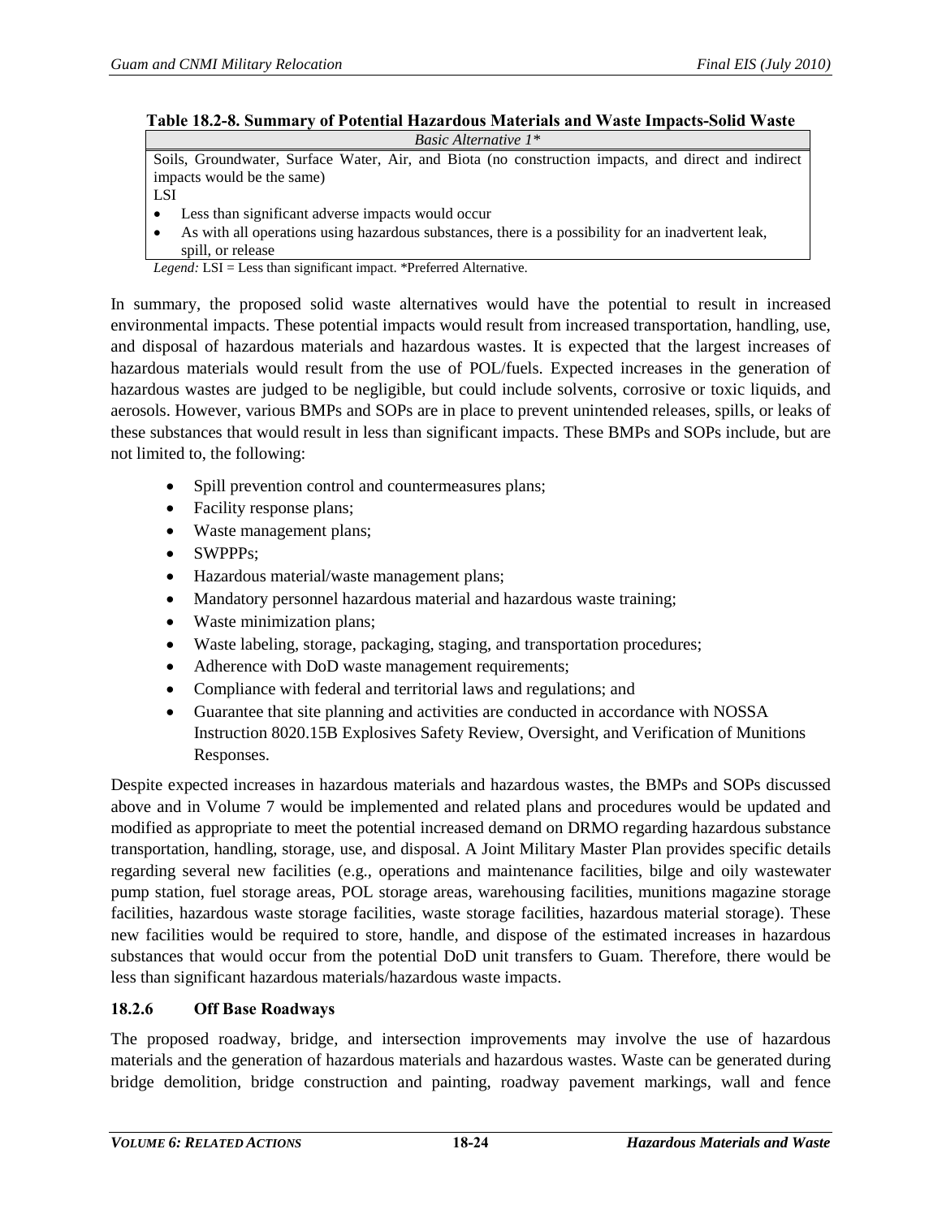**Table 18.2-8. Summary of Potential Hazardous Materials and Waste Impacts-Solid Waste**

| *Basic Alternative 1\** |
|---|
| Soils, Groundwater, Surface Water, Air, and Biota (no construction impacts, and direct and indirect impacts would be the same)<br>LSI<br>• Less than significant adverse impacts would occur<br>• As with all operations using hazardous substances, there is a possibility for an inadvertent leak, spill, or release |

*Legend:* LSI = Less than significant impact. *Preferred Alternative.

In summary, the proposed solid waste alternatives would have the potential to result in increased environmental impacts. These potential impacts would result from increased transportation, handling, use, and disposal of hazardous materials and hazardous wastes. It is expected that the largest increases of hazardous materials would result from the use of POL/fuels. Expected increases in the generation of hazardous wastes are judged to be negligible, but could include solvents, corrosive or toxic liquids, and aerosols. However, various BMPs and SOPs are in place to prevent unintended releases, spills, or leaks of these substances that would result in less than significant impacts. These BMPs and SOPs include, but are not limited to, the following:

- Spill prevention control and countermeasures plans;
- Facility response plans;
- Waste management plans;
- SWPPPs;
- Hazardous material/waste management plans;
- Mandatory personnel hazardous material and hazardous waste training;
- Waste minimization plans;
- Waste labeling, storage, packaging, staging, and transportation procedures;
- Adherence with DoD waste management requirements;
- Compliance with federal and territorial laws and regulations; and
- Guarantee that site planning and activities are conducted in accordance with NOSSA Instruction 8020.15B Explosives Safety Review, Oversight, and Verification of Munitions Responses.

Despite expected increases in hazardous materials and hazardous wastes, the BMPs and SOPs discussed above and in Volume 7 would be implemented and related plans and procedures would be updated and modified as appropriate to meet the potential increased demand on DRMO regarding hazardous substance transportation, handling, storage, use, and disposal. A Joint Military Master Plan provides specific details regarding several new facilities (e.g., operations and maintenance facilities, bilge and oily wastewater pump station, fuel storage areas, POL storage areas, warehousing facilities, munitions magazine storage facilities, hazardous waste storage facilities, waste storage facilities, hazardous material storage). These new facilities would be required to store, handle, and dispose of the estimated increases in hazardous substances that would occur from the potential DoD unit transfers to Guam. Therefore, there would be less than significant hazardous materials/hazardous waste impacts.

### 18.2.6 Off Base Roadways

The proposed roadway, bridge, and intersection improvements may involve the use of hazardous materials and the generation of hazardous materials and hazardous wastes. Waste can be generated during bridge demolition, bridge construction and painting, roadway pavement markings, wall and fence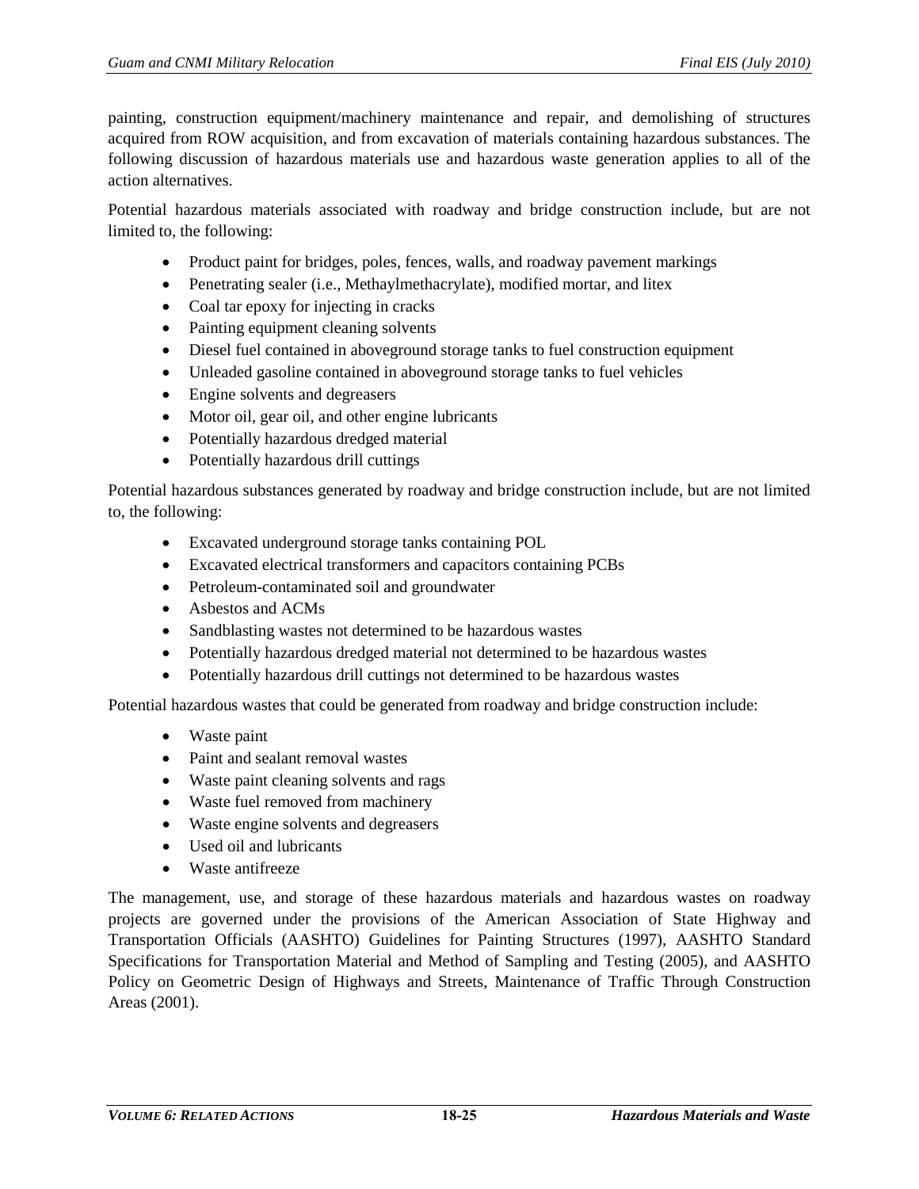painting, construction equipment/machinery maintenance and repair, and demolishing of structures acquired from ROW acquisition, and from excavation of materials containing hazardous substances. The following discussion of hazardous materials use and hazardous waste generation applies to all of the action alternatives.

Potential hazardous materials associated with roadway and bridge construction include, but are not limited to, the following:

- Product paint for bridges, poles, fences, walls, and roadway pavement markings
- Penetrating sealer (i.e., Methaylmethacrylate), modified mortar, and litex
- Coal tar epoxy for injecting in cracks
- Painting equipment cleaning solvents
- Diesel fuel contained in aboveground storage tanks to fuel construction equipment
- Unleaded gasoline contained in aboveground storage tanks to fuel vehicles
- Engine solvents and degreasers
- Motor oil, gear oil, and other engine lubricants
- Potentially hazardous dredged material
- Potentially hazardous drill cuttings

Potential hazardous substances generated by roadway and bridge construction include, but are not limited to, the following:

- Excavated underground storage tanks containing POL
- Excavated electrical transformers and capacitors containing PCBs
- Petroleum-contaminated soil and groundwater
- Asbestos and ACMs
- Sandblasting wastes not determined to be hazardous wastes
- Potentially hazardous dredged material not determined to be hazardous wastes
- Potentially hazardous drill cuttings not determined to be hazardous wastes

Potential hazardous wastes that could be generated from roadway and bridge construction include:

- Waste paint
- Paint and sealant removal wastes
- Waste paint cleaning solvents and rags
- Waste fuel removed from machinery
- Waste engine solvents and degreasers
- Used oil and lubricants
- Waste antifreeze

The management, use, and storage of these hazardous materials and hazardous wastes on roadway projects are governed under the provisions of the American Association of State Highway and Transportation Officials (AASHTO) Guidelines for Painting Structures (1997), AASHTO Standard Specifications for Transportation Material and Method of Sampling and Testing (2005), and AASHTO Policy on Geometric Design of Highways and Streets, Maintenance of Traffic Through Construction Areas (2001).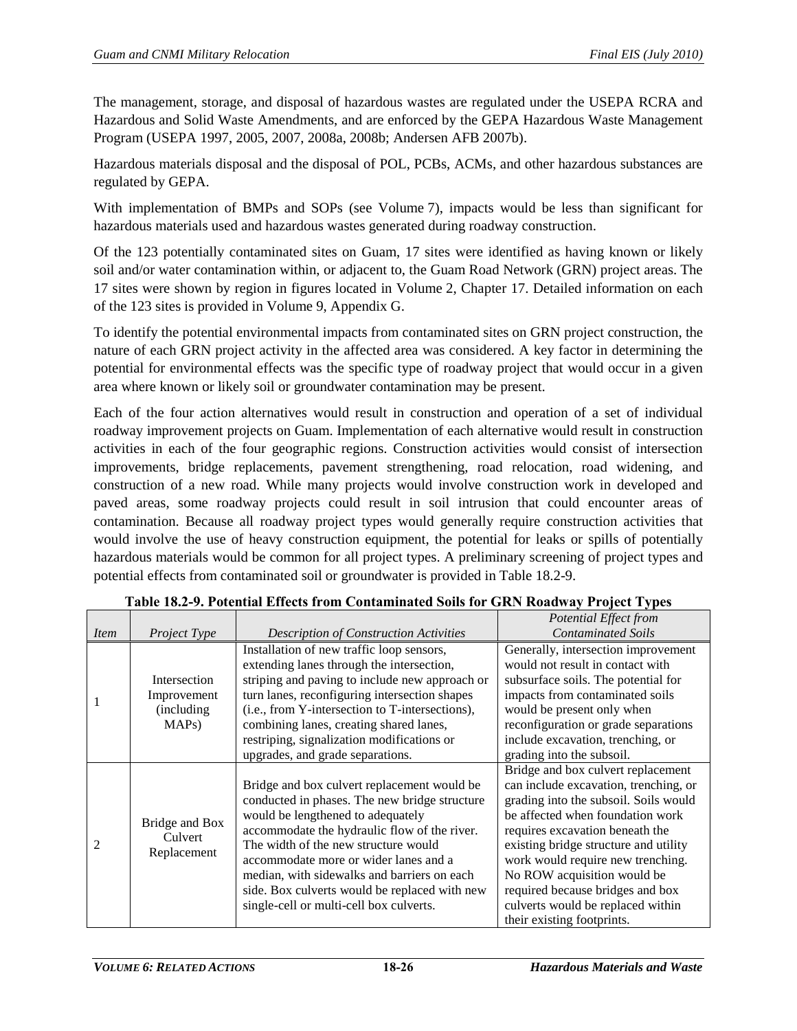The management, storage, and disposal of hazardous wastes are regulated under the USEPA RCRA and Hazardous and Solid Waste Amendments, and are enforced by the GEPA Hazardous Waste Management Program (USEPA 1997, 2005, 2007, 2008a, 2008b; Andersen AFB 2007b).

Hazardous materials disposal and the disposal of POL, PCBs, ACMs, and other hazardous substances are regulated by GEPA.

With implementation of BMPs and SOPs (see Volume 7), impacts would be less than significant for hazardous materials used and hazardous wastes generated during roadway construction.

Of the 123 potentially contaminated sites on Guam, 17 sites were identified as having known or likely soil and/or water contamination within, or adjacent to, the Guam Road Network (GRN) project areas. The 17 sites were shown by region in figures located in Volume 2, Chapter 17. Detailed information on each of the 123 sites is provided in Volume 9, Appendix G.

To identify the potential environmental impacts from contaminated sites on GRN project construction, the nature of each GRN project activity in the affected area was considered. A key factor in determining the potential for environmental effects was the specific type of roadway project that would occur in a given area where known or likely soil or groundwater contamination may be present.

Each of the four action alternatives would result in construction and operation of a set of individual roadway improvement projects on Guam. Implementation of each alternative would result in construction activities in each of the four geographic regions. Construction activities would consist of intersection improvements, bridge replacements, pavement strengthening, road relocation, road widening, and construction of a new road. While many projects would involve construction work in developed and paved areas, some roadway projects could result in soil intrusion that could encounter areas of contamination. Because all roadway project types would generally require construction activities that would involve the use of heavy construction equipment, the potential for leaks or spills of potentially hazardous materials would be common for all project types. A preliminary screening of project types and potential effects from contaminated soil or groundwater is provided in Table 18.2-9.

**Table 18.2-9. Potential Effects from Contaminated Soils for GRN Roadway Project Types**

| *Item* | *Project Type* | *Description of Construction Activities* | *Potential Effect from Contaminated Soils* |
|---|---|---|---|
| 1 | Intersection Improvement (including MAPs) | Installation of new traffic loop sensors, extending lanes through the intersection, striping and paving to include new approach or turn lanes, reconfiguring intersection shapes (i.e., from Y-intersection to T-intersections), combining lanes, creating shared lanes, restriping, signalization modifications or upgrades, and grade separations. | Generally, intersection improvement would not result in contact with subsurface soils. The potential for impacts from contaminated soils would be present only when reconfiguration or grade separations include excavation, trenching, or grading into the subsoil. |
| 2 | Bridge and Box Culvert Replacement | Bridge and box culvert replacement would be conducted in phases. The new bridge structure would be lengthened to adequately accommodate the hydraulic flow of the river. The width of the new structure would accommodate more or wider lanes and a median, with sidewalks and barriers on each side. Box culverts would be replaced with new single-cell or multi-cell box culverts. | Bridge and box culvert replacement can include excavation, trenching, or grading into the subsoil. Soils would be affected when foundation work requires excavation beneath the existing bridge structure and utility work would require new trenching. No ROW acquisition would be required because bridges and box culverts would be replaced within their existing footprints. |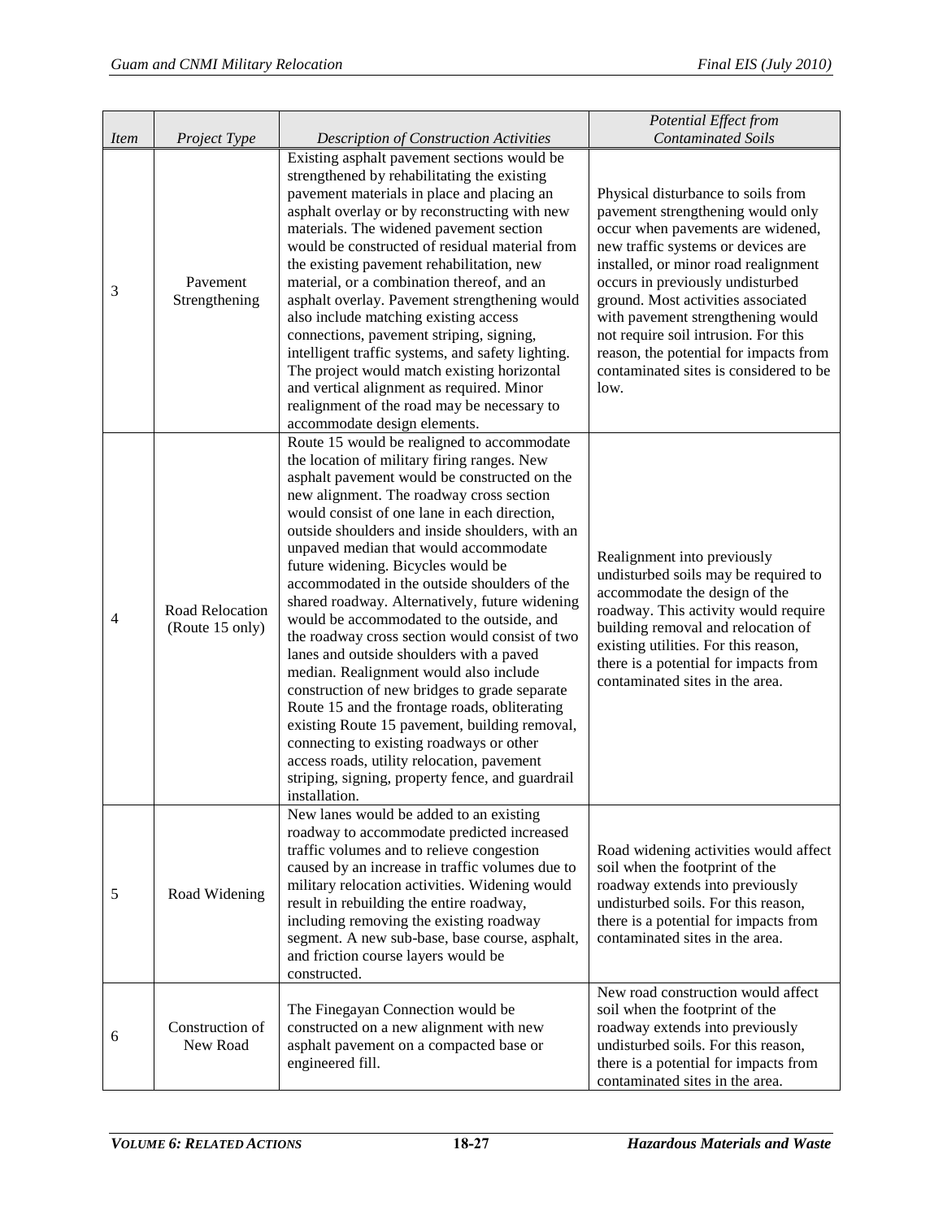| *Item* | *Project Type* | *Description of Construction Activities* | *Potential Effect from Contaminated Soils* |
|---|---|---|---|
| 3 | Pavement Strengthening | Existing asphalt pavement sections would be strengthened by rehabilitating the existing pavement materials in place and placing an asphalt overlay or by reconstructing with new materials. The widened pavement section would be constructed of residual material from the existing pavement rehabilitation, new material, or a combination thereof, and an asphalt overlay. Pavement strengthening would also include matching existing access connections, pavement striping, signing, intelligent traffic systems, and safety lighting. The project would match existing horizontal and vertical alignment as required. Minor realignment of the road may be necessary to accommodate design elements. | Physical disturbance to soils from pavement strengthening would only occur when pavements are widened, new traffic systems or devices are installed, or minor road realignment occurs in previously undisturbed ground. Most activities associated with pavement strengthening would not require soil intrusion. For this reason, the potential for impacts from contaminated sites is considered to be low. |
| 4 | Road Relocation (Route 15 only) | Route 15 would be realigned to accommodate the location of military firing ranges. New asphalt pavement would be constructed on the new alignment. The roadway cross section would consist of one lane in each direction, outside shoulders and inside shoulders, with an unpaved median that would accommodate future widening. Bicycles would be accommodated in the outside shoulders of the shared roadway. Alternatively, future widening would be accommodated to the outside, and the roadway cross section would consist of two lanes and outside shoulders with a paved median. Realignment would also include construction of new bridges to grade separate Route 15 and the frontage roads, obliterating existing Route 15 pavement, building removal, connecting to existing roadways or other access roads, utility relocation, pavement striping, signing, property fence, and guardrail installation. | Realignment into previously undisturbed soils may be required to accommodate the design of the roadway. This activity would require building removal and relocation of existing utilities. For this reason, there is a potential for impacts from contaminated sites in the area. |
| 5 | Road Widening | New lanes would be added to an existing roadway to accommodate predicted increased traffic volumes and to relieve congestion caused by an increase in traffic volumes due to military relocation activities. Widening would result in rebuilding the entire roadway, including removing the existing roadway segment. A new sub-base, base course, asphalt, and friction course layers would be constructed. | Road widening activities would affect soil when the footprint of the roadway extends into previously undisturbed soils. For this reason, there is a potential for impacts from contaminated sites in the area. |
| 6 | Construction of New Road | The Finegayan Connection would be constructed on a new alignment with new asphalt pavement on a compacted base or engineered fill. | New road construction would affect soil when the footprint of the roadway extends into previously undisturbed soils. For this reason, there is a potential for impacts from contaminated sites in the area. |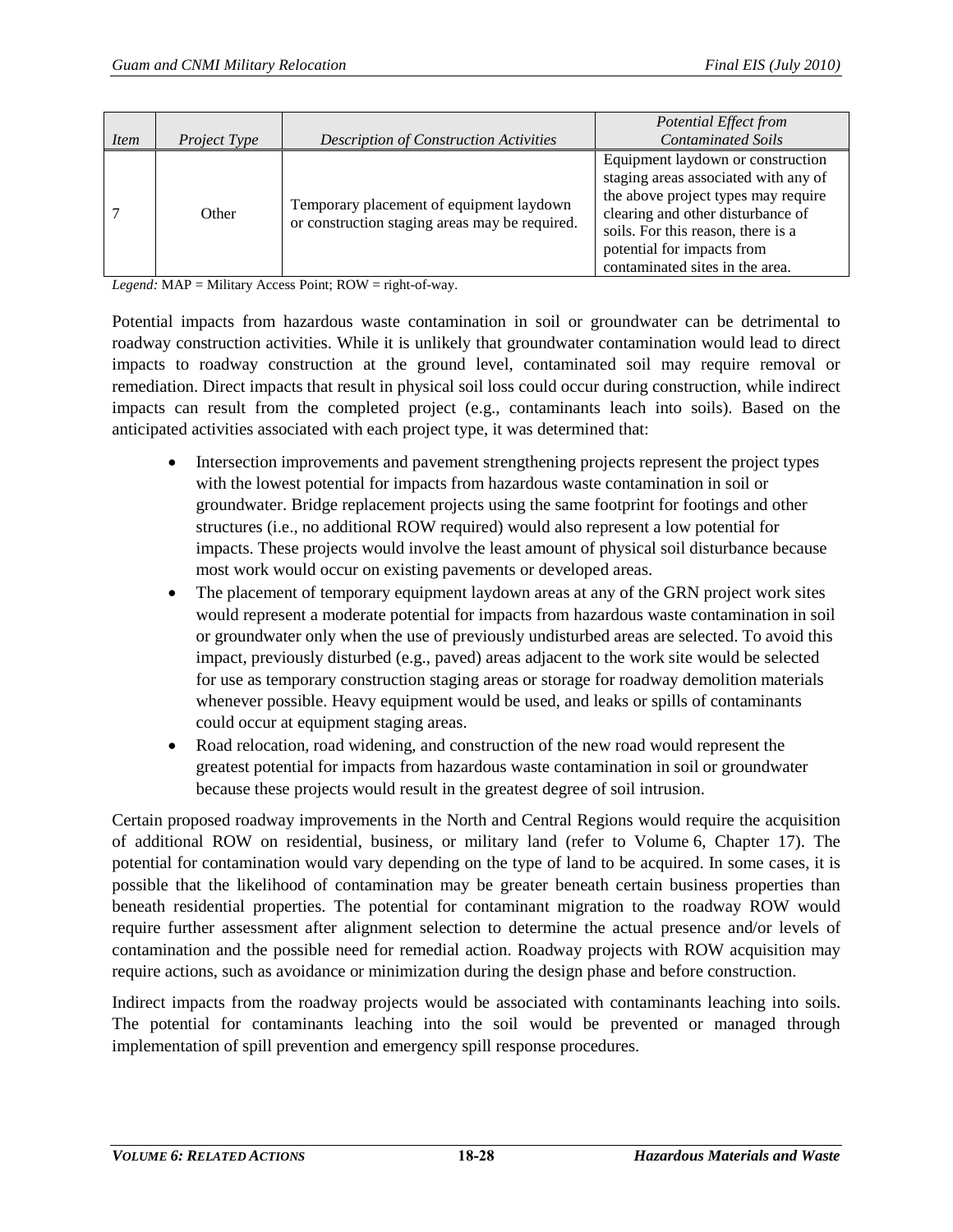| *Item* | *Project Type* | *Description of Construction Activities* | *Potential Effect from Contaminated Soils* |
|---|---|---|---|
| 7 | Other | Temporary placement of equipment laydown or construction staging areas may be required. | Equipment laydown or construction staging areas associated with any of the above project types may require clearing and other disturbance of soils. For this reason, there is a potential for impacts from contaminated sites in the area. |

*Legend:* MAP = Military Access Point; ROW = right-of-way.

Potential impacts from hazardous waste contamination in soil or groundwater can be detrimental to roadway construction activities. While it is unlikely that groundwater contamination would lead to direct impacts to roadway construction at the ground level, contaminated soil may require removal or remediation. Direct impacts that result in physical soil loss could occur during construction, while indirect impacts can result from the completed project (e.g., contaminants leach into soils). Based on the anticipated activities associated with each project type, it was determined that:

- Intersection improvements and pavement strengthening projects represent the project types with the lowest potential for impacts from hazardous waste contamination in soil or groundwater. Bridge replacement projects using the same footprint for footings and other structures (i.e., no additional ROW required) would also represent a low potential for impacts. These projects would involve the least amount of physical soil disturbance because most work would occur on existing pavements or developed areas.
- The placement of temporary equipment laydown areas at any of the GRN project work sites would represent a moderate potential for impacts from hazardous waste contamination in soil or groundwater only when the use of previously undisturbed areas are selected. To avoid this impact, previously disturbed (e.g., paved) areas adjacent to the work site would be selected for use as temporary construction staging areas or storage for roadway demolition materials whenever possible. Heavy equipment would be used, and leaks or spills of contaminants could occur at equipment staging areas.
- Road relocation, road widening, and construction of the new road would represent the greatest potential for impacts from hazardous waste contamination in soil or groundwater because these projects would result in the greatest degree of soil intrusion.

Certain proposed roadway improvements in the North and Central Regions would require the acquisition of additional ROW on residential, business, or military land (refer to Volume 6, Chapter 17). The potential for contamination would vary depending on the type of land to be acquired. In some cases, it is possible that the likelihood of contamination may be greater beneath certain business properties than beneath residential properties. The potential for contaminant migration to the roadway ROW would require further assessment after alignment selection to determine the actual presence and/or levels of contamination and the possible need for remedial action. Roadway projects with ROW acquisition may require actions, such as avoidance or minimization during the design phase and before construction.

Indirect impacts from the roadway projects would be associated with contaminants leaching into soils. The potential for contaminants leaching into the soil would be prevented or managed through implementation of spill prevention and emergency spill response procedures.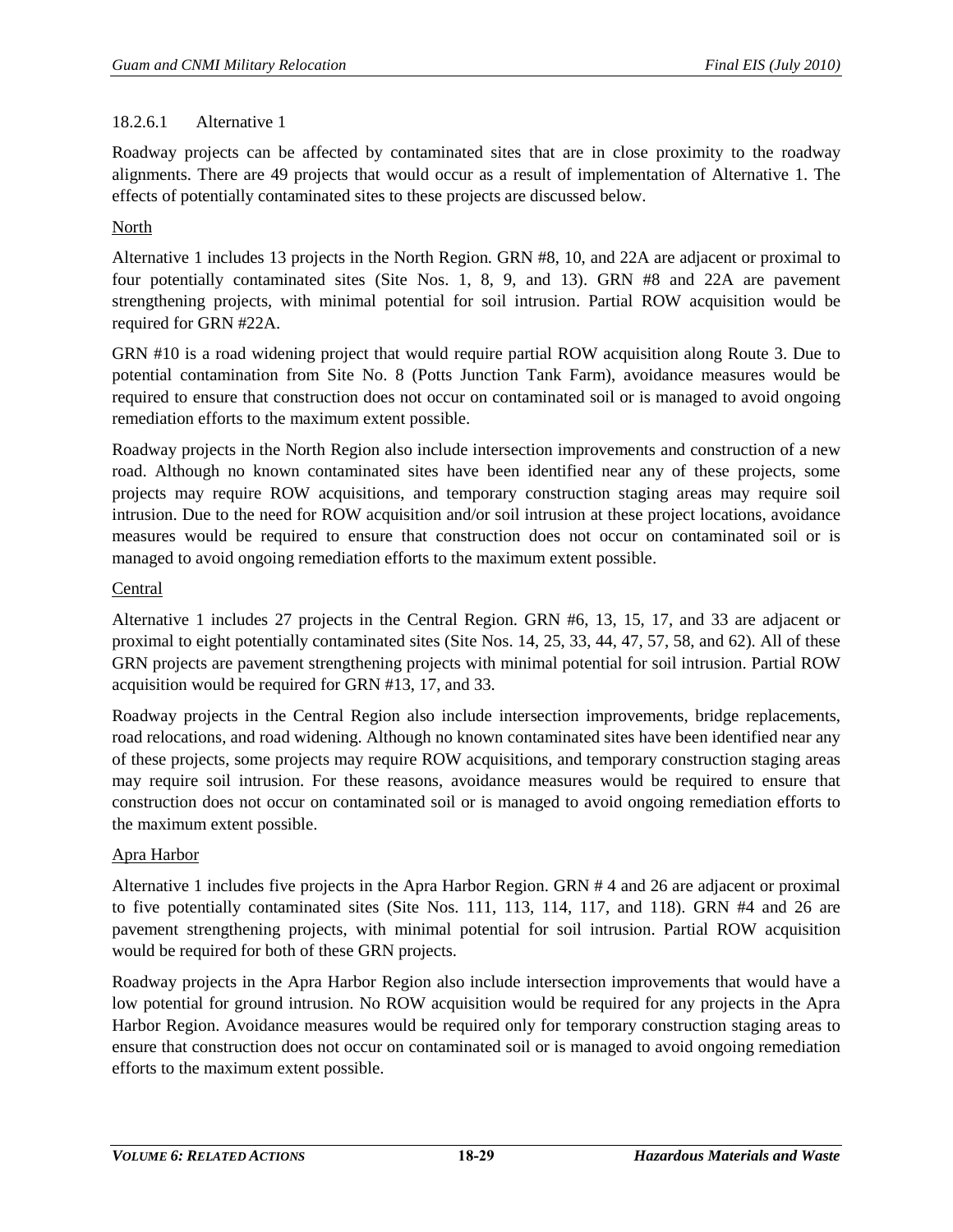#### 18.2.6.1 Alternative 1

Roadway projects can be affected by contaminated sites that are in close proximity to the roadway alignments. There are 49 projects that would occur as a result of implementation of Alternative 1. The effects of potentially contaminated sites to these projects are discussed below.

North

Alternative 1 includes 13 projects in the North Region. GRN #8, 10, and 22A are adjacent or proximal to four potentially contaminated sites (Site Nos. 1, 8, 9, and 13). GRN #8 and 22A are pavement strengthening projects, with minimal potential for soil intrusion. Partial ROW acquisition would be required for GRN #22A.

GRN #10 is a road widening project that would require partial ROW acquisition along Route 3. Due to potential contamination from Site No. 8 (Potts Junction Tank Farm), avoidance measures would be required to ensure that construction does not occur on contaminated soil or is managed to avoid ongoing remediation efforts to the maximum extent possible.

Roadway projects in the North Region also include intersection improvements and construction of a new road. Although no known contaminated sites have been identified near any of these projects, some projects may require ROW acquisitions, and temporary construction staging areas may require soil intrusion. Due to the need for ROW acquisition and/or soil intrusion at these project locations, avoidance measures would be required to ensure that construction does not occur on contaminated soil or is managed to avoid ongoing remediation efforts to the maximum extent possible.

Central

Alternative 1 includes 27 projects in the Central Region. GRN #6, 13, 15, 17, and 33 are adjacent or proximal to eight potentially contaminated sites (Site Nos. 14, 25, 33, 44, 47, 57, 58, and 62). All of these GRN projects are pavement strengthening projects with minimal potential for soil intrusion. Partial ROW acquisition would be required for GRN #13, 17, and 33.

Roadway projects in the Central Region also include intersection improvements, bridge replacements, road relocations, and road widening. Although no known contaminated sites have been identified near any of these projects, some projects may require ROW acquisitions, and temporary construction staging areas may require soil intrusion. For these reasons, avoidance measures would be required to ensure that construction does not occur on contaminated soil or is managed to avoid ongoing remediation efforts to the maximum extent possible.

Apra Harbor

Alternative 1 includes five projects in the Apra Harbor Region. GRN # 4 and 26 are adjacent or proximal to five potentially contaminated sites (Site Nos. 111, 113, 114, 117, and 118). GRN #4 and 26 are pavement strengthening projects, with minimal potential for soil intrusion. Partial ROW acquisition would be required for both of these GRN projects.

Roadway projects in the Apra Harbor Region also include intersection improvements that would have a low potential for ground intrusion. No ROW acquisition would be required for any projects in the Apra Harbor Region. Avoidance measures would be required only for temporary construction staging areas to ensure that construction does not occur on contaminated soil or is managed to avoid ongoing remediation efforts to the maximum extent possible.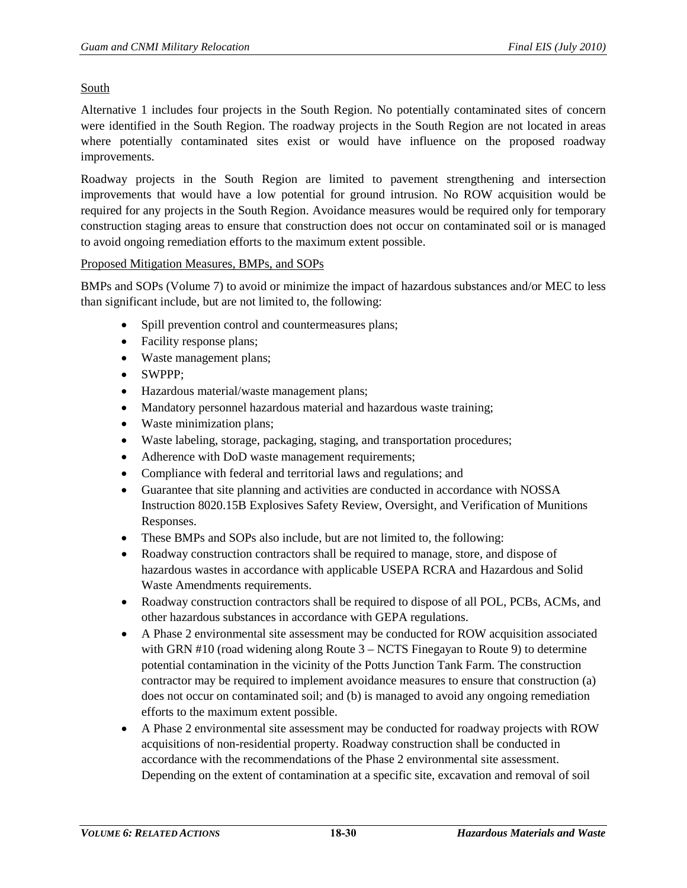South

Alternative 1 includes four projects in the South Region. No potentially contaminated sites of concern were identified in the South Region. The roadway projects in the South Region are not located in areas where potentially contaminated sites exist or would have influence on the proposed roadway improvements.

Roadway projects in the South Region are limited to pavement strengthening and intersection improvements that would have a low potential for ground intrusion. No ROW acquisition would be required for any projects in the South Region. Avoidance measures would be required only for temporary construction staging areas to ensure that construction does not occur on contaminated soil or is managed to avoid ongoing remediation efforts to the maximum extent possible.

Proposed Mitigation Measures, BMPs, and SOPs

BMPs and SOPs (Volume 7) to avoid or minimize the impact of hazardous substances and/or MEC to less than significant include, but are not limited to, the following:

- Spill prevention control and countermeasures plans;
- Facility response plans;
- Waste management plans;
- SWPPP;
- Hazardous material/waste management plans;
- Mandatory personnel hazardous material and hazardous waste training;
- Waste minimization plans;
- Waste labeling, storage, packaging, staging, and transportation procedures;
- Adherence with DoD waste management requirements;
- Compliance with federal and territorial laws and regulations; and
- Guarantee that site planning and activities are conducted in accordance with NOSSA Instruction 8020.15B Explosives Safety Review, Oversight, and Verification of Munitions Responses.
- These BMPs and SOPs also include, but are not limited to, the following:
- Roadway construction contractors shall be required to manage, store, and dispose of hazardous wastes in accordance with applicable USEPA RCRA and Hazardous and Solid Waste Amendments requirements.
- Roadway construction contractors shall be required to dispose of all POL, PCBs, ACMs, and other hazardous substances in accordance with GEPA regulations.
- A Phase 2 environmental site assessment may be conducted for ROW acquisition associated with GRN #10 (road widening along Route 3 – NCTS Finegayan to Route 9) to determine potential contamination in the vicinity of the Potts Junction Tank Farm. The construction contractor may be required to implement avoidance measures to ensure that construction (a) does not occur on contaminated soil; and (b) is managed to avoid any ongoing remediation efforts to the maximum extent possible.
- A Phase 2 environmental site assessment may be conducted for roadway projects with ROW acquisitions of non-residential property. Roadway construction shall be conducted in accordance with the recommendations of the Phase 2 environmental site assessment. Depending on the extent of contamination at a specific site, excavation and removal of soil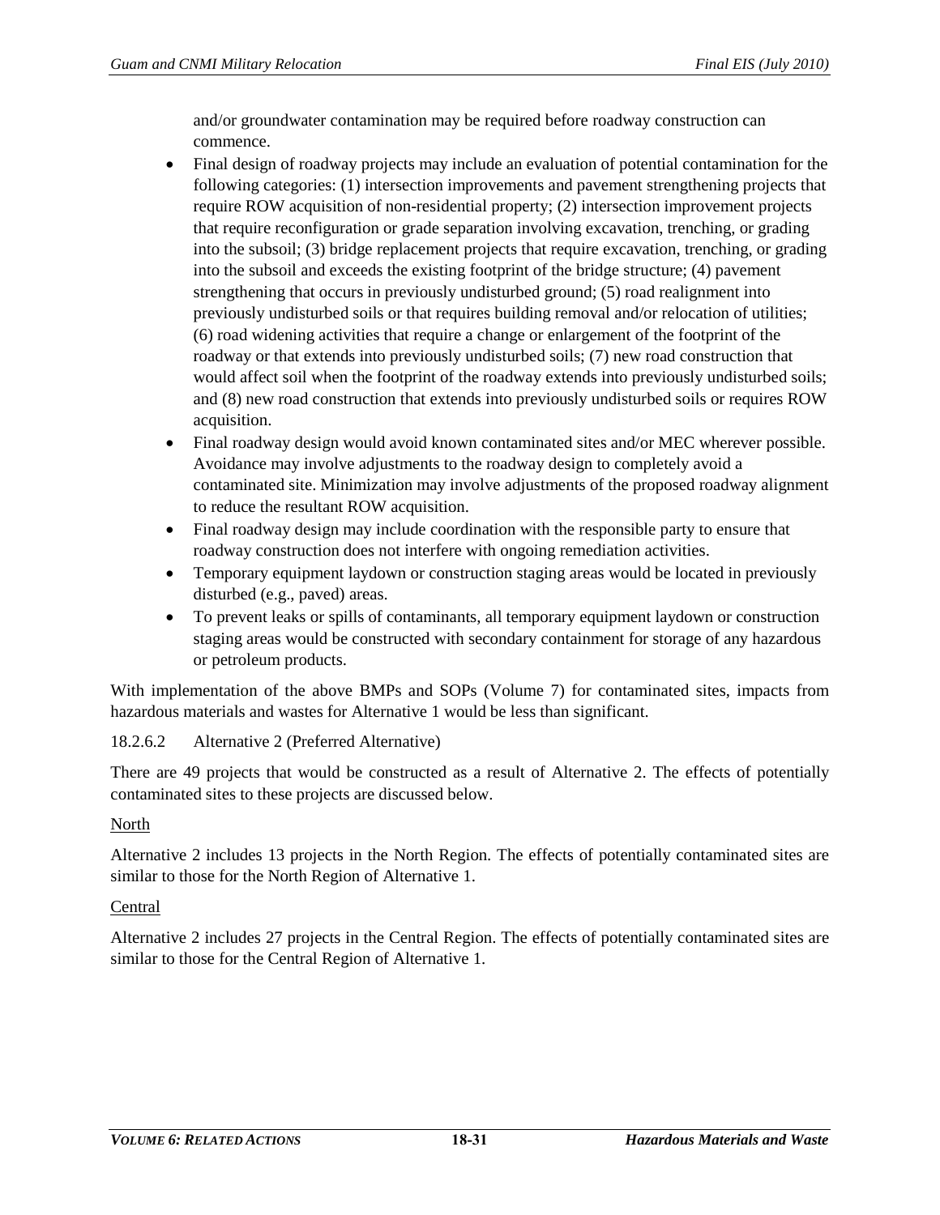and/or groundwater contamination may be required before roadway construction can commence.

- Final design of roadway projects may include an evaluation of potential contamination for the following categories: (1) intersection improvements and pavement strengthening projects that require ROW acquisition of non-residential property; (2) intersection improvement projects that require reconfiguration or grade separation involving excavation, trenching, or grading into the subsoil; (3) bridge replacement projects that require excavation, trenching, or grading into the subsoil and exceeds the existing footprint of the bridge structure; (4) pavement strengthening that occurs in previously undisturbed ground; (5) road realignment into previously undisturbed soils or that requires building removal and/or relocation of utilities; (6) road widening activities that require a change or enlargement of the footprint of the roadway or that extends into previously undisturbed soils; (7) new road construction that would affect soil when the footprint of the roadway extends into previously undisturbed soils; and (8) new road construction that extends into previously undisturbed soils or requires ROW acquisition.
- Final roadway design would avoid known contaminated sites and/or MEC wherever possible. Avoidance may involve adjustments to the roadway design to completely avoid a contaminated site. Minimization may involve adjustments of the proposed roadway alignment to reduce the resultant ROW acquisition.
- Final roadway design may include coordination with the responsible party to ensure that roadway construction does not interfere with ongoing remediation activities.
- Temporary equipment laydown or construction staging areas would be located in previously disturbed (e.g., paved) areas.
- To prevent leaks or spills of contaminants, all temporary equipment laydown or construction staging areas would be constructed with secondary containment for storage of any hazardous or petroleum products.

With implementation of the above BMPs and SOPs (Volume 7) for contaminated sites, impacts from hazardous materials and wastes for Alternative 1 would be less than significant.

#### 18.2.6.2 Alternative 2 (Preferred Alternative)

There are 49 projects that would be constructed as a result of Alternative 2. The effects of potentially contaminated sites to these projects are discussed below.

North

Alternative 2 includes 13 projects in the North Region. The effects of potentially contaminated sites are similar to those for the North Region of Alternative 1.

Central

Alternative 2 includes 27 projects in the Central Region. The effects of potentially contaminated sites are similar to those for the Central Region of Alternative 1.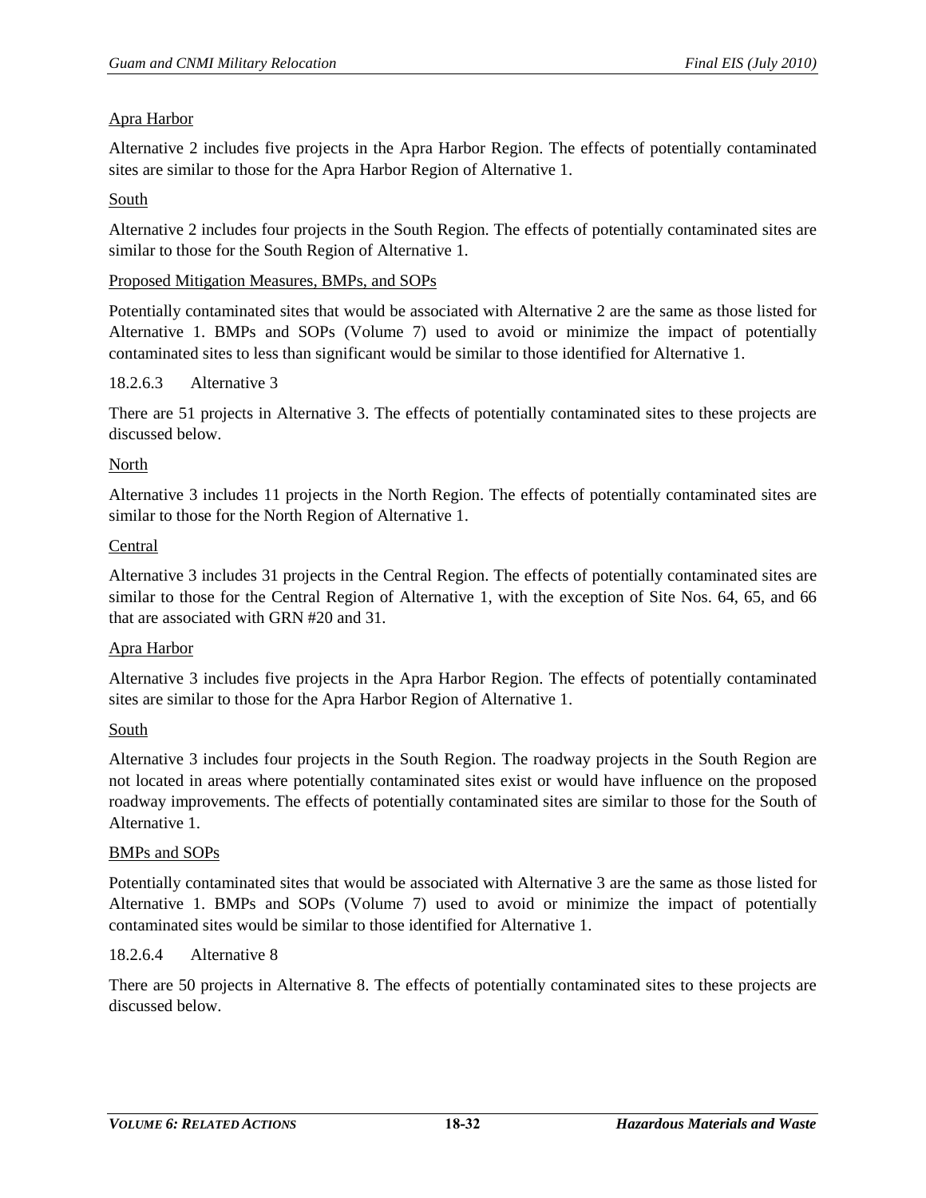Apra Harbor

Alternative 2 includes five projects in the Apra Harbor Region. The effects of potentially contaminated sites are similar to those for the Apra Harbor Region of Alternative 1.

South

Alternative 2 includes four projects in the South Region. The effects of potentially contaminated sites are similar to those for the South Region of Alternative 1.

Proposed Mitigation Measures, BMPs, and SOPs

Potentially contaminated sites that would be associated with Alternative 2 are the same as those listed for Alternative 1. BMPs and SOPs (Volume 7) used to avoid or minimize the impact of potentially contaminated sites to less than significant would be similar to those identified for Alternative 1.

#### 18.2.6.3 Alternative 3

There are 51 projects in Alternative 3. The effects of potentially contaminated sites to these projects are discussed below.

North

Alternative 3 includes 11 projects in the North Region. The effects of potentially contaminated sites are similar to those for the North Region of Alternative 1.

Central

Alternative 3 includes 31 projects in the Central Region. The effects of potentially contaminated sites are similar to those for the Central Region of Alternative 1, with the exception of Site Nos. 64, 65, and 66 that are associated with GRN #20 and 31.

Apra Harbor

Alternative 3 includes five projects in the Apra Harbor Region. The effects of potentially contaminated sites are similar to those for the Apra Harbor Region of Alternative 1.

South

Alternative 3 includes four projects in the South Region. The roadway projects in the South Region are not located in areas where potentially contaminated sites exist or would have influence on the proposed roadway improvements. The effects of potentially contaminated sites are similar to those for the South of Alternative 1.

BMPs and SOPs

Potentially contaminated sites that would be associated with Alternative 3 are the same as those listed for Alternative 1. BMPs and SOPs (Volume 7) used to avoid or minimize the impact of potentially contaminated sites would be similar to those identified for Alternative 1.

#### 18.2.6.4 Alternative 8

There are 50 projects in Alternative 8. The effects of potentially contaminated sites to these projects are discussed below.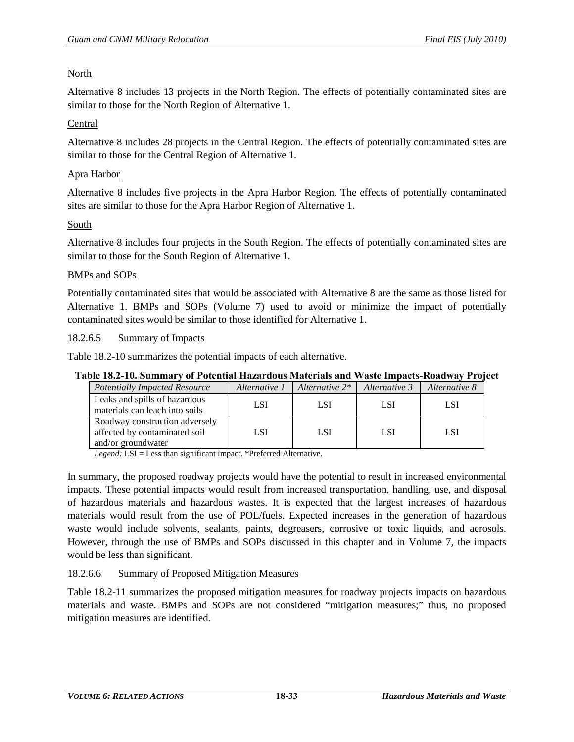North

Alternative 8 includes 13 projects in the North Region. The effects of potentially contaminated sites are similar to those for the North Region of Alternative 1.

Central

Alternative 8 includes 28 projects in the Central Region. The effects of potentially contaminated sites are similar to those for the Central Region of Alternative 1.

Apra Harbor

Alternative 8 includes five projects in the Apra Harbor Region. The effects of potentially contaminated sites are similar to those for the Apra Harbor Region of Alternative 1.

South

Alternative 8 includes four projects in the South Region. The effects of potentially contaminated sites are similar to those for the South Region of Alternative 1.

BMPs and SOPs

Potentially contaminated sites that would be associated with Alternative 8 are the same as those listed for Alternative 1. BMPs and SOPs (Volume 7) used to avoid or minimize the impact of potentially contaminated sites would be similar to those identified for Alternative 1.

18.2.6.5 Summary of Impacts

Table 18.2-10 summarizes the potential impacts of each alternative.

**Table 18.2-10. Summary of Potential Hazardous Materials and Waste Impacts-Roadway Project**

| *Potentially Impacted Resource* | *Alternative 1* | *Alternative 2** | *Alternative 3* | *Alternative 8* |
|---|---|---|---|---|
| Leaks and spills of hazardous materials can leach into soils | LSI | LSI | LSI | LSI |
| Roadway construction adversely affected by contaminated soil and/or groundwater | LSI | LSI | LSI | LSI |

*Legend:* LSI = Less than significant impact. *Preferred Alternative.

In summary, the proposed roadway projects would have the potential to result in increased environmental impacts. These potential impacts would result from increased transportation, handling, use, and disposal of hazardous materials and hazardous wastes. It is expected that the largest increases of hazardous materials would result from the use of POL/fuels. Expected increases in the generation of hazardous waste would include solvents, sealants, paints, degreasers, corrosive or toxic liquids, and aerosols. However, through the use of BMPs and SOPs discussed in this chapter and in Volume 7, the impacts would be less than significant.

18.2.6.6 Summary of Proposed Mitigation Measures

Table 18.2-11 summarizes the proposed mitigation measures for roadway projects impacts on hazardous materials and waste. BMPs and SOPs are not considered "mitigation measures;" thus, no proposed mitigation measures are identified.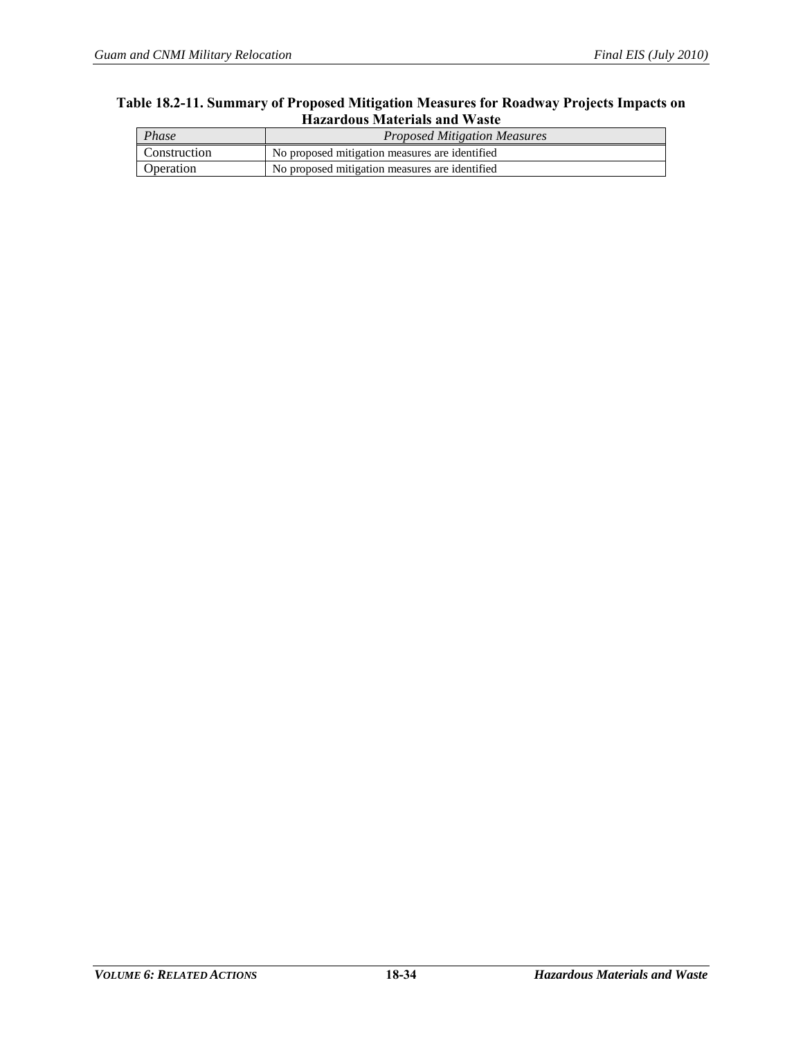**Table 18.2-11. Summary of Proposed Mitigation Measures for Roadway Projects Impacts on Hazardous Materials and Waste**

| *Phase* | *Proposed Mitigation Measures* |
|---|---|
| Construction | No proposed mitigation measures are identified |
| Operation | No proposed mitigation measures are identified |